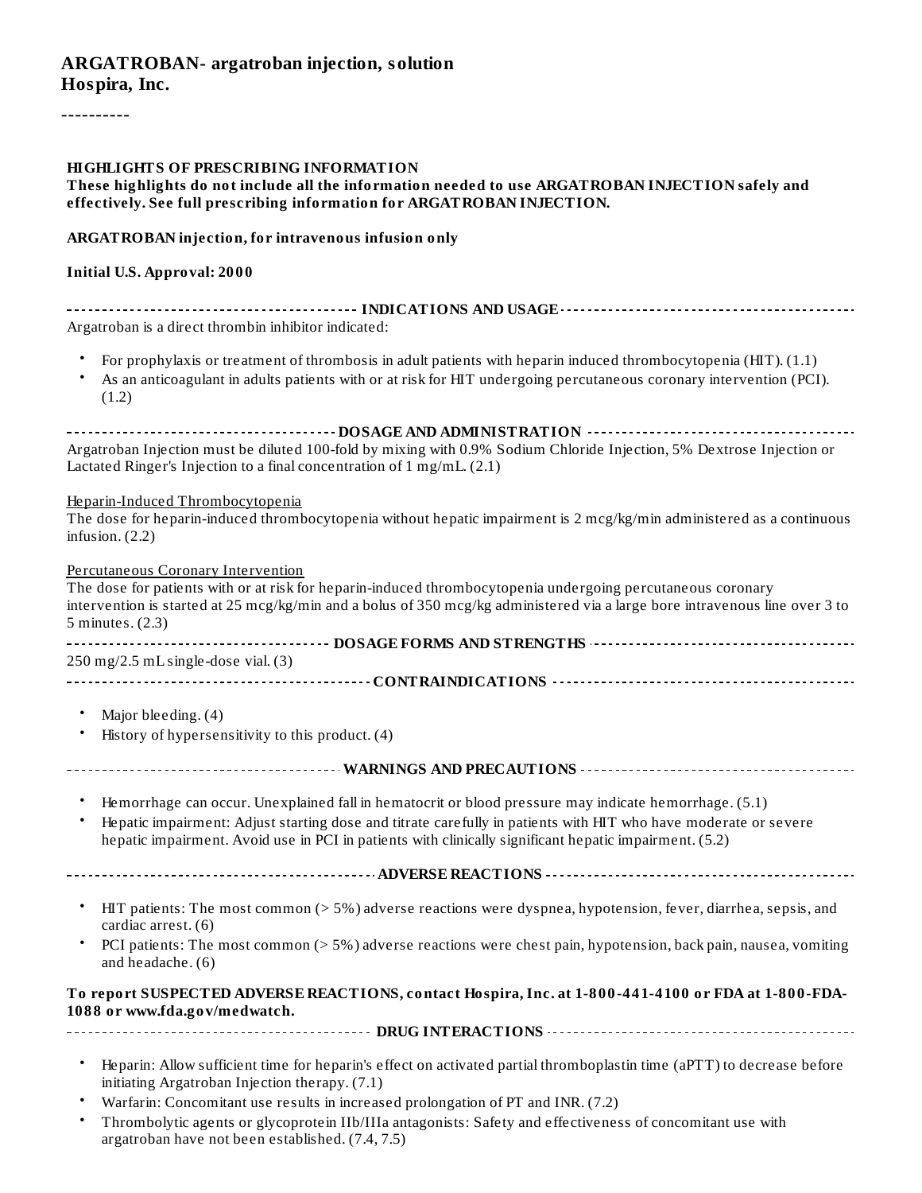# ARGATROBAN- argatroban injection, solution
**Hospira, Inc.**

----------

**HIGHLIGHTS OF PRESCRIBING INFORMATION**
**These highlights do not include all the information needed to use ARGATROBAN INJECTION safely and effectively. See full prescribing information for ARGATROBAN INJECTION.**

**ARGATROBAN injection, for intravenous infusion only**

**Initial U.S. Approval: 2000**

## INDICATIONS AND USAGE

Argatroban is a direct thrombin inhibitor indicated:

- For prophylaxis or treatment of thrombosis in adult patients with heparin induced thrombocytopenia (HIT). (1.1)
- As an anticoagulant in adults patients with or at risk for HIT undergoing percutaneous coronary intervention (PCI). (1.2)

## DOSAGE AND ADMINISTRATION

Argatroban Injection must be diluted 100-fold by mixing with 0.9% Sodium Chloride Injection, 5% Dextrose Injection or Lactated Ringer's Injection to a final concentration of 1 mg/mL. (2.1)

Heparin-Induced Thrombocytopenia
The dose for heparin-induced thrombocytopenia without hepatic impairment is 2 mcg/kg/min administered as a continuous infusion. (2.2)

Percutaneous Coronary Intervention
The dose for patients with or at risk for heparin-induced thrombocytopenia undergoing percutaneous coronary intervention is started at 25 mcg/kg/min and a bolus of 350 mcg/kg administered via a large bore intravenous line over 3 to 5 minutes. (2.3)

## DOSAGE FORMS AND STRENGTHS

250 mg/2.5 mL single-dose vial. (3)

## CONTRAINDICATIONS

- Major bleeding. (4)
- History of hypersensitivity to this product. (4)

## WARNINGS AND PRECAUTIONS

- Hemorrhage can occur. Unexplained fall in hematocrit or blood pressure may indicate hemorrhage. (5.1)
- Hepatic impairment: Adjust starting dose and titrate carefully in patients with HIT who have moderate or severe hepatic impairment. Avoid use in PCI in patients with clinically significant hepatic impairment. (5.2)

## ADVERSE REACTIONS

- HIT patients: The most common (> 5%) adverse reactions were dyspnea, hypotension, fever, diarrhea, sepsis, and cardiac arrest. (6)
- PCI patients: The most common (> 5%) adverse reactions were chest pain, hypotension, back pain, nausea, vomiting and headache. (6)

**To report SUSPECTED ADVERSE REACTIONS, contact Hospira, Inc. at 1-800-441-4100 or FDA at 1-800-FDA-1088 or www.fda.gov/medwatch.**

## DRUG INTERACTIONS

- Heparin: Allow sufficient time for heparin's effect on activated partial thromboplastin time (aPTT) to decrease before initiating Argatroban Injection therapy. (7.1)
- Warfarin: Concomitant use results in increased prolongation of PT and INR. (7.2)
- Thrombolytic agents or glycoprotein IIb/IIIa antagonists: Safety and effectiveness of concomitant use with argatroban have not been established. (7.4, 7.5)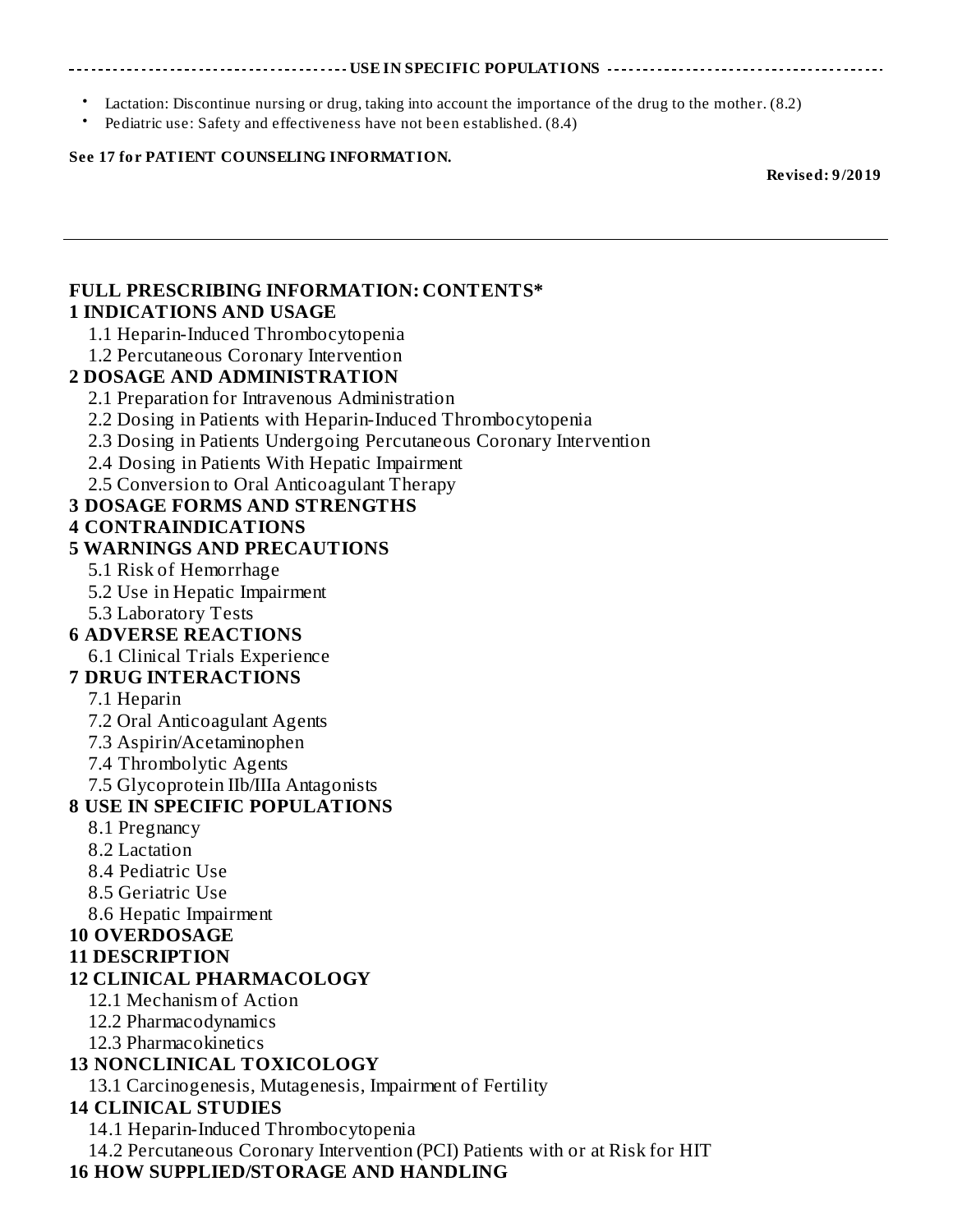## USE IN SPECIFIC POPULATIONS

- Lactation: Discontinue nursing or drug, taking into account the importance of the drug to the mother. (8.2)
- Pediatric use: Safety and effectiveness have not been established. (8.4)

**See 17 for PATIENT COUNSELING INFORMATION.**

**Revised: 9/2019**

---

## FULL PRESCRIBING INFORMATION: CONTENTS*

**1 INDICATIONS AND USAGE**
- 1.1 Heparin-Induced Thrombocytopenia
- 1.2 Percutaneous Coronary Intervention

**2 DOSAGE AND ADMINISTRATION**
- 2.1 Preparation for Intravenous Administration
- 2.2 Dosing in Patients with Heparin-Induced Thrombocytopenia
- 2.3 Dosing in Patients Undergoing Percutaneous Coronary Intervention
- 2.4 Dosing in Patients With Hepatic Impairment
- 2.5 Conversion to Oral Anticoagulant Therapy

**3 DOSAGE FORMS AND STRENGTHS**

**4 CONTRAINDICATIONS**

**5 WARNINGS AND PRECAUTIONS**
- 5.1 Risk of Hemorrhage
- 5.2 Use in Hepatic Impairment
- 5.3 Laboratory Tests

**6 ADVERSE REACTIONS**
- 6.1 Clinical Trials Experience

**7 DRUG INTERACTIONS**
- 7.1 Heparin
- 7.2 Oral Anticoagulant Agents
- 7.3 Aspirin/Acetaminophen
- 7.4 Thrombolytic Agents
- 7.5 Glycoprotein IIb/IIIa Antagonists

**8 USE IN SPECIFIC POPULATIONS**
- 8.1 Pregnancy
- 8.2 Lactation
- 8.4 Pediatric Use
- 8.5 Geriatric Use
- 8.6 Hepatic Impairment

**10 OVERDOSAGE**

**11 DESCRIPTION**

**12 CLINICAL PHARMACOLOGY**
- 12.1 Mechanism of Action
- 12.2 Pharmacodynamics
- 12.3 Pharmacokinetics

**13 NONCLINICAL TOXICOLOGY**
- 13.1 Carcinogenesis, Mutagenesis, Impairment of Fertility

**14 CLINICAL STUDIES**
- 14.1 Heparin-Induced Thrombocytopenia
- 14.2 Percutaneous Coronary Intervention (PCI) Patients with or at Risk for HIT

**16 HOW SUPPLIED/STORAGE AND HANDLING**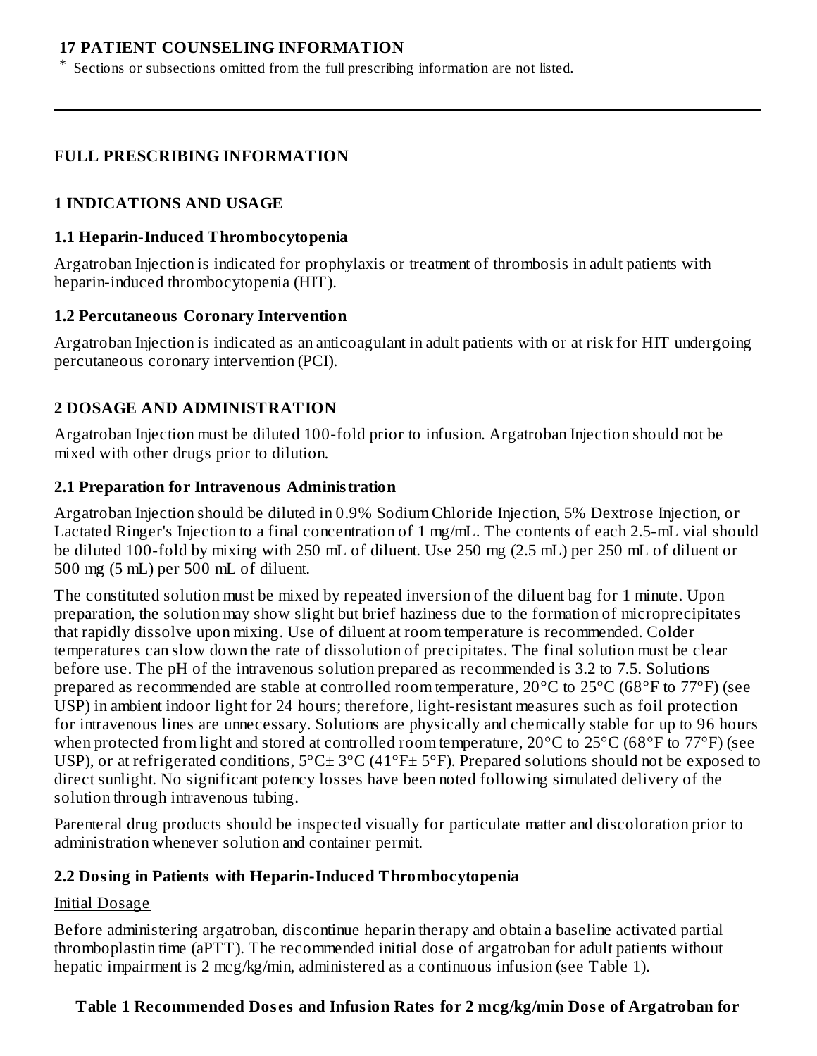**17 PATIENT COUNSELING INFORMATION**

* Sections or subsections omitted from the full prescribing information are not listed.

---

## FULL PRESCRIBING INFORMATION

## 1 INDICATIONS AND USAGE

### 1.1 Heparin-Induced Thrombocytopenia

Argatroban Injection is indicated for prophylaxis or treatment of thrombosis in adult patients with heparin-induced thrombocytopenia (HIT).

### 1.2 Percutaneous Coronary Intervention

Argatroban Injection is indicated as an anticoagulant in adult patients with or at risk for HIT undergoing percutaneous coronary intervention (PCI).

## 2 DOSAGE AND ADMINISTRATION

Argatroban Injection must be diluted 100-fold prior to infusion. Argatroban Injection should not be mixed with other drugs prior to dilution.

### 2.1 Preparation for Intravenous Administration

Argatroban Injection should be diluted in 0.9% Sodium Chloride Injection, 5% Dextrose Injection, or Lactated Ringer's Injection to a final concentration of 1 mg/mL. The contents of each 2.5-mL vial should be diluted 100-fold by mixing with 250 mL of diluent. Use 250 mg (2.5 mL) per 250 mL of diluent or 500 mg (5 mL) per 500 mL of diluent.

The constituted solution must be mixed by repeated inversion of the diluent bag for 1 minute. Upon preparation, the solution may show slight but brief haziness due to the formation of microprecipitates that rapidly dissolve upon mixing. Use of diluent at room temperature is recommended. Colder temperatures can slow down the rate of dissolution of precipitates. The final solution must be clear before use. The pH of the intravenous solution prepared as recommended is 3.2 to 7.5. Solutions prepared as recommended are stable at controlled room temperature, 20°C to 25°C (68°F to 77°F) (see USP) in ambient indoor light for 24 hours; therefore, light-resistant measures such as foil protection for intravenous lines are unnecessary. Solutions are physically and chemically stable for up to 96 hours when protected from light and stored at controlled room temperature, 20°C to 25°C (68°F to 77°F) (see USP), or at refrigerated conditions, 5°C± 3°C (41°F± 5°F). Prepared solutions should not be exposed to direct sunlight. No significant potency losses have been noted following simulated delivery of the solution through intravenous tubing.

Parenteral drug products should be inspected visually for particulate matter and discoloration prior to administration whenever solution and container permit.

### 2.2 Dosing in Patients with Heparin-Induced Thrombocytopenia

<u>Initial Dosage</u>

Before administering argatroban, discontinue heparin therapy and obtain a baseline activated partial thromboplastin time (aPTT). The recommended initial dose of argatroban for adult patients without hepatic impairment is 2 mcg/kg/min, administered as a continuous infusion (see Table 1).

**Table 1 Recommended Doses and Infusion Rates for 2 mcg/kg/min Dose of Argatroban for**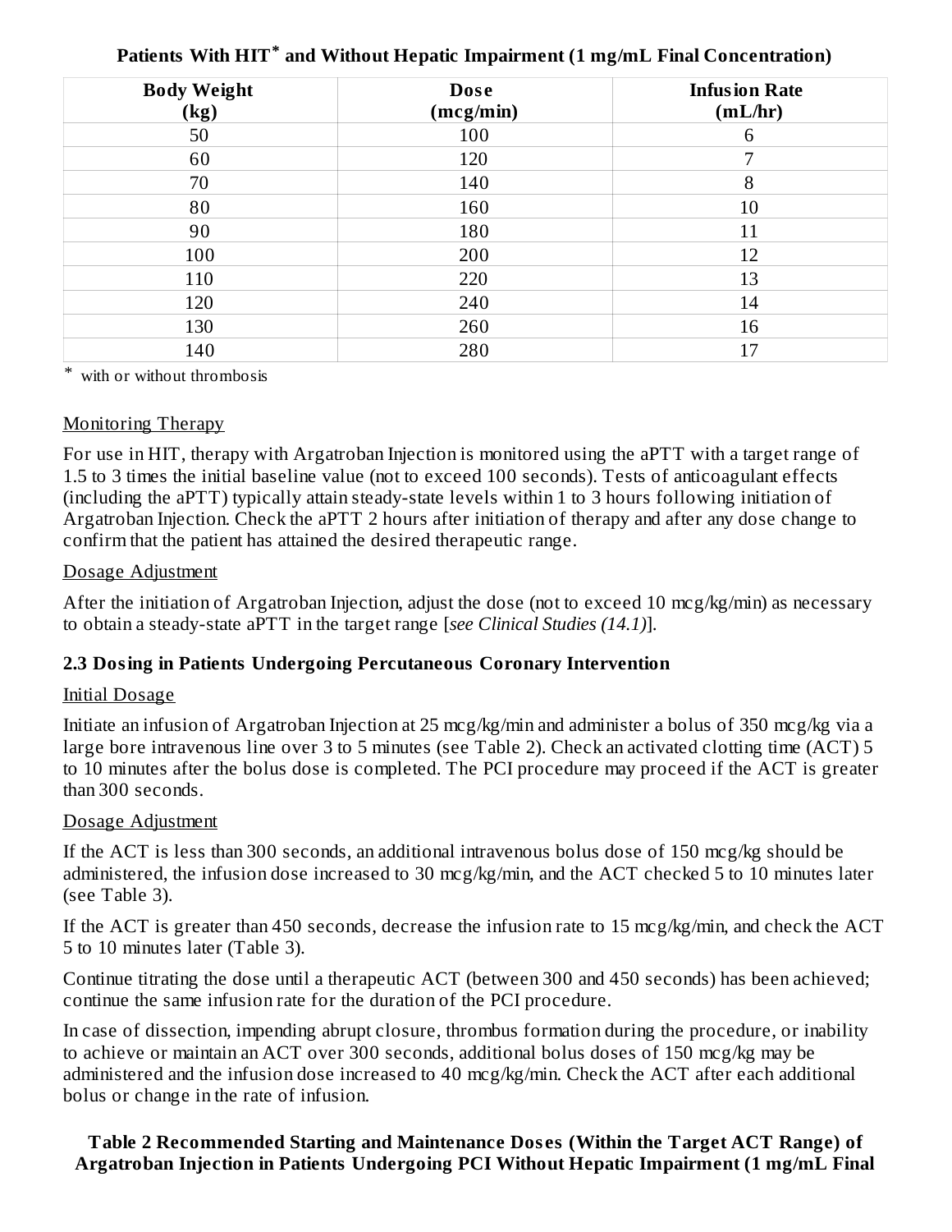**Patients With HIT[*] and Without Hepatic Impairment (1 mg/mL Final Concentration)**

| Body Weight (kg) | Dose (mcg/min) | Infusion Rate (mL/hr) |
|---|---|---|
| 50 | 100 | 6 |
| 60 | 120 | 7 |
| 70 | 140 | 8 |
| 80 | 160 | 10 |
| 90 | 180 | 11 |
| 100 | 200 | 12 |
| 110 | 220 | 13 |
| 120 | 240 | 14 |
| 130 | 260 | 16 |
| 140 | 280 | 17 |

[*] with or without thrombosis

Monitoring Therapy

For use in HIT, therapy with Argatroban Injection is monitored using the aPTT with a target range of 1.5 to 3 times the initial baseline value (not to exceed 100 seconds). Tests of anticoagulant effects (including the aPTT) typically attain steady-state levels within 1 to 3 hours following initiation of Argatroban Injection. Check the aPTT 2 hours after initiation of therapy and after any dose change to confirm that the patient has attained the desired therapeutic range.

Dosage Adjustment

After the initiation of Argatroban Injection, adjust the dose (not to exceed 10 mcg/kg/min) as necessary to obtain a steady-state aPTT in the target range [*see Clinical Studies (14.1)*].

### 2.3 Dosing in Patients Undergoing Percutaneous Coronary Intervention

Initial Dosage

Initiate an infusion of Argatroban Injection at 25 mcg/kg/min and administer a bolus of 350 mcg/kg via a large bore intravenous line over 3 to 5 minutes (see Table 2). Check an activated clotting time (ACT) 5 to 10 minutes after the bolus dose is completed. The PCI procedure may proceed if the ACT is greater than 300 seconds.

Dosage Adjustment

If the ACT is less than 300 seconds, an additional intravenous bolus dose of 150 mcg/kg should be administered, the infusion dose increased to 30 mcg/kg/min, and the ACT checked 5 to 10 minutes later (see Table 3).

If the ACT is greater than 450 seconds, decrease the infusion rate to 15 mcg/kg/min, and check the ACT 5 to 10 minutes later (Table 3).

Continue titrating the dose until a therapeutic ACT (between 300 and 450 seconds) has been achieved; continue the same infusion rate for the duration of the PCI procedure.

In case of dissection, impending abrupt closure, thrombus formation during the procedure, or inability to achieve or maintain an ACT over 300 seconds, additional bolus doses of 150 mcg/kg may be administered and the infusion dose increased to 40 mcg/kg/min. Check the ACT after each additional bolus or change in the rate of infusion.

**Table 2 Recommended Starting and Maintenance Doses (Within the Target ACT Range) of Argatroban Injection in Patients Undergoing PCI Without Hepatic Impairment (1 mg/mL Final**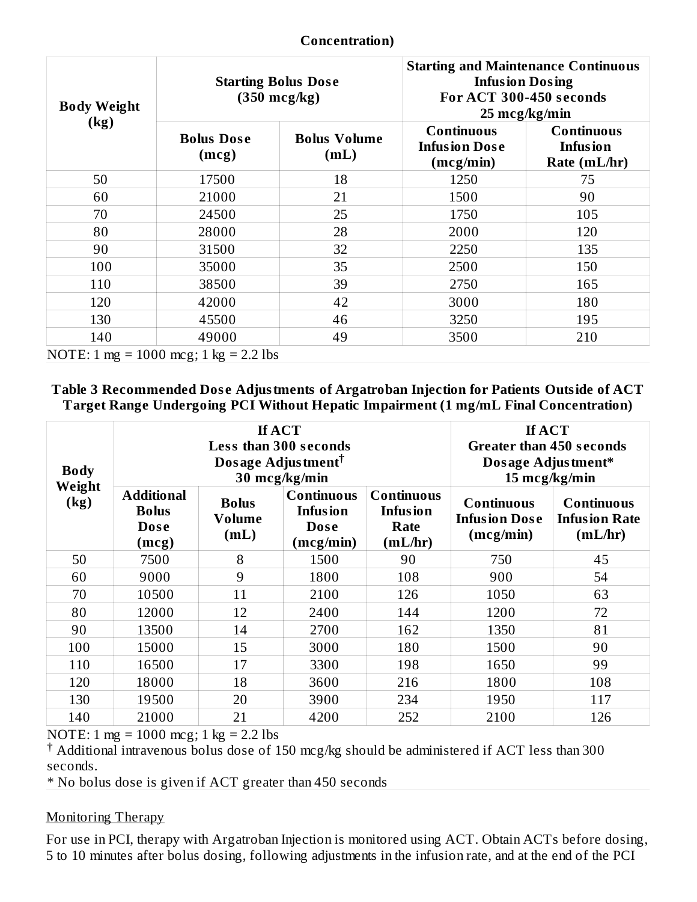**Concentration)**

| Body Weight (kg) | Starting Bolus Dose (350 mcg/kg) | | Starting and Maintenance Continuous Infusion Dosing For ACT 300-450 seconds 25 mcg/kg/min | |
|---|---|---|---|---|
| | Bolus Dose (mcg) | Bolus Volume (mL) | Continuous Infusion Dose (mcg/min) | Continuous Infusion Rate (mL/hr) |
| 50 | 17500 | 18 | 1250 | 75 |
| 60 | 21000 | 21 | 1500 | 90 |
| 70 | 24500 | 25 | 1750 | 105 |
| 80 | 28000 | 28 | 2000 | 120 |
| 90 | 31500 | 32 | 2250 | 135 |
| 100 | 35000 | 35 | 2500 | 150 |
| 110 | 38500 | 39 | 2750 | 165 |
| 120 | 42000 | 42 | 3000 | 180 |
| 130 | 45500 | 46 | 3250 | 195 |
| 140 | 49000 | 49 | 3500 | 210 |

NOTE: 1 mg = 1000 mcg; 1 kg = 2.2 lbs

**Table 3 Recommended Dose Adjustments of Argatroban Injection for Patients Outside of ACT Target Range Undergoing PCI Without Hepatic Impairment (1 mg/mL Final Concentration)**

| Body Weight (kg) | If ACT Less than 300 seconds Dosage Adjustment† 30 mcg/kg/min | | | | If ACT Greater than 450 seconds Dosage Adjustment* 15 mcg/kg/min | |
|---|---|---|---|---|---|---|
| | Additional Bolus Dose (mcg) | Bolus Volume (mL) | Continuous Infusion Dose (mcg/min) | Continuous Infusion Rate (mL/hr) | Continuous Infusion Dose (mcg/min) | Continuous Infusion Rate (mL/hr) |
| 50 | 7500 | 8 | 1500 | 90 | 750 | 45 |
| 60 | 9000 | 9 | 1800 | 108 | 900 | 54 |
| 70 | 10500 | 11 | 2100 | 126 | 1050 | 63 |
| 80 | 12000 | 12 | 2400 | 144 | 1200 | 72 |
| 90 | 13500 | 14 | 2700 | 162 | 1350 | 81 |
| 100 | 15000 | 15 | 3000 | 180 | 1500 | 90 |
| 110 | 16500 | 17 | 3300 | 198 | 1650 | 99 |
| 120 | 18000 | 18 | 3600 | 216 | 1800 | 108 |
| 130 | 19500 | 20 | 3900 | 234 | 1950 | 117 |
| 140 | 21000 | 21 | 4200 | 252 | 2100 | 126 |

NOTE: 1 mg = 1000 mcg; 1 kg = 2.2 lbs

† Additional intravenous bolus dose of 150 mcg/kg should be administered if ACT less than 300 seconds.

* No bolus dose is given if ACT greater than 450 seconds

Monitoring Therapy

For use in PCI, therapy with Argatroban Injection is monitored using ACT. Obtain ACTs before dosing, 5 to 10 minutes after bolus dosing, following adjustments in the infusion rate, and at the end of the PCI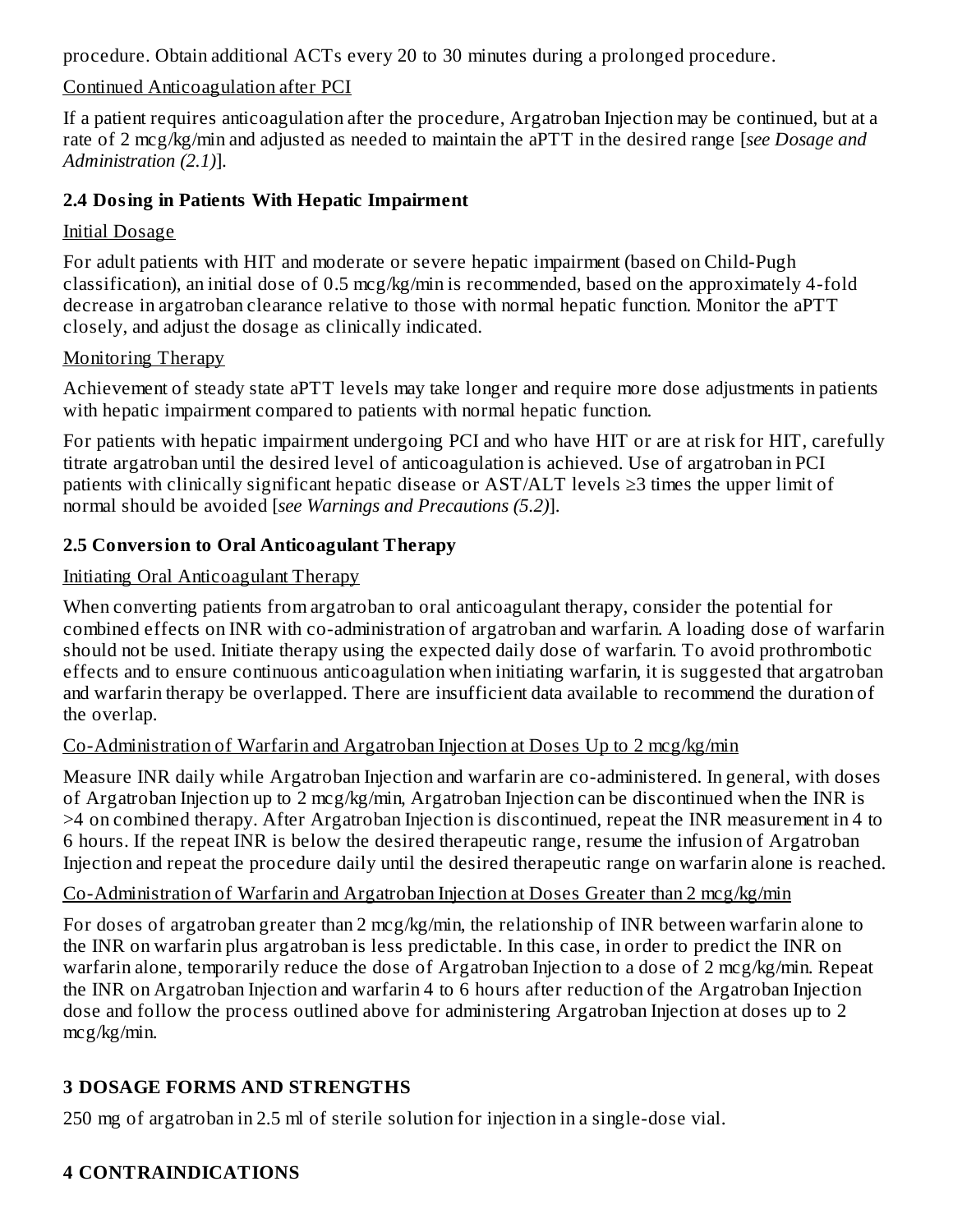procedure. Obtain additional ACTs every 20 to 30 minutes during a prolonged procedure.

Continued Anticoagulation after PCI

If a patient requires anticoagulation after the procedure, Argatroban Injection may be continued, but at a rate of 2 mcg/kg/min and adjusted as needed to maintain the aPTT in the desired range [*see Dosage and Administration (2.1)*].

### 2.4 Dosing in Patients With Hepatic Impairment

Initial Dosage

For adult patients with HIT and moderate or severe hepatic impairment (based on Child-Pugh classification), an initial dose of 0.5 mcg/kg/min is recommended, based on the approximately 4-fold decrease in argatroban clearance relative to those with normal hepatic function. Monitor the aPTT closely, and adjust the dosage as clinically indicated.

Monitoring Therapy

Achievement of steady state aPTT levels may take longer and require more dose adjustments in patients with hepatic impairment compared to patients with normal hepatic function.

For patients with hepatic impairment undergoing PCI and who have HIT or are at risk for HIT, carefully titrate argatroban until the desired level of anticoagulation is achieved. Use of argatroban in PCI patients with clinically significant hepatic disease or AST/ALT levels ≥3 times the upper limit of normal should be avoided [*see Warnings and Precautions (5.2)*].

### 2.5 Conversion to Oral Anticoagulant Therapy

Initiating Oral Anticoagulant Therapy

When converting patients from argatroban to oral anticoagulant therapy, consider the potential for combined effects on INR with co-administration of argatroban and warfarin. A loading dose of warfarin should not be used. Initiate therapy using the expected daily dose of warfarin. To avoid prothrombotic effects and to ensure continuous anticoagulation when initiating warfarin, it is suggested that argatroban and warfarin therapy be overlapped. There are insufficient data available to recommend the duration of the overlap.

Co-Administration of Warfarin and Argatroban Injection at Doses Up to 2 mcg/kg/min

Measure INR daily while Argatroban Injection and warfarin are co-administered. In general, with doses of Argatroban Injection up to 2 mcg/kg/min, Argatroban Injection can be discontinued when the INR is >4 on combined therapy. After Argatroban Injection is discontinued, repeat the INR measurement in 4 to 6 hours. If the repeat INR is below the desired therapeutic range, resume the infusion of Argatroban Injection and repeat the procedure daily until the desired therapeutic range on warfarin alone is reached.

Co-Administration of Warfarin and Argatroban Injection at Doses Greater than 2 mcg/kg/min

For doses of argatroban greater than 2 mcg/kg/min, the relationship of INR between warfarin alone to the INR on warfarin plus argatroban is less predictable. In this case, in order to predict the INR on warfarin alone, temporarily reduce the dose of Argatroban Injection to a dose of 2 mcg/kg/min. Repeat the INR on Argatroban Injection and warfarin 4 to 6 hours after reduction of the Argatroban Injection dose and follow the process outlined above for administering Argatroban Injection at doses up to 2 mcg/kg/min.

## 3 DOSAGE FORMS AND STRENGTHS

250 mg of argatroban in 2.5 ml of sterile solution for injection in a single-dose vial.

## 4 CONTRAINDICATIONS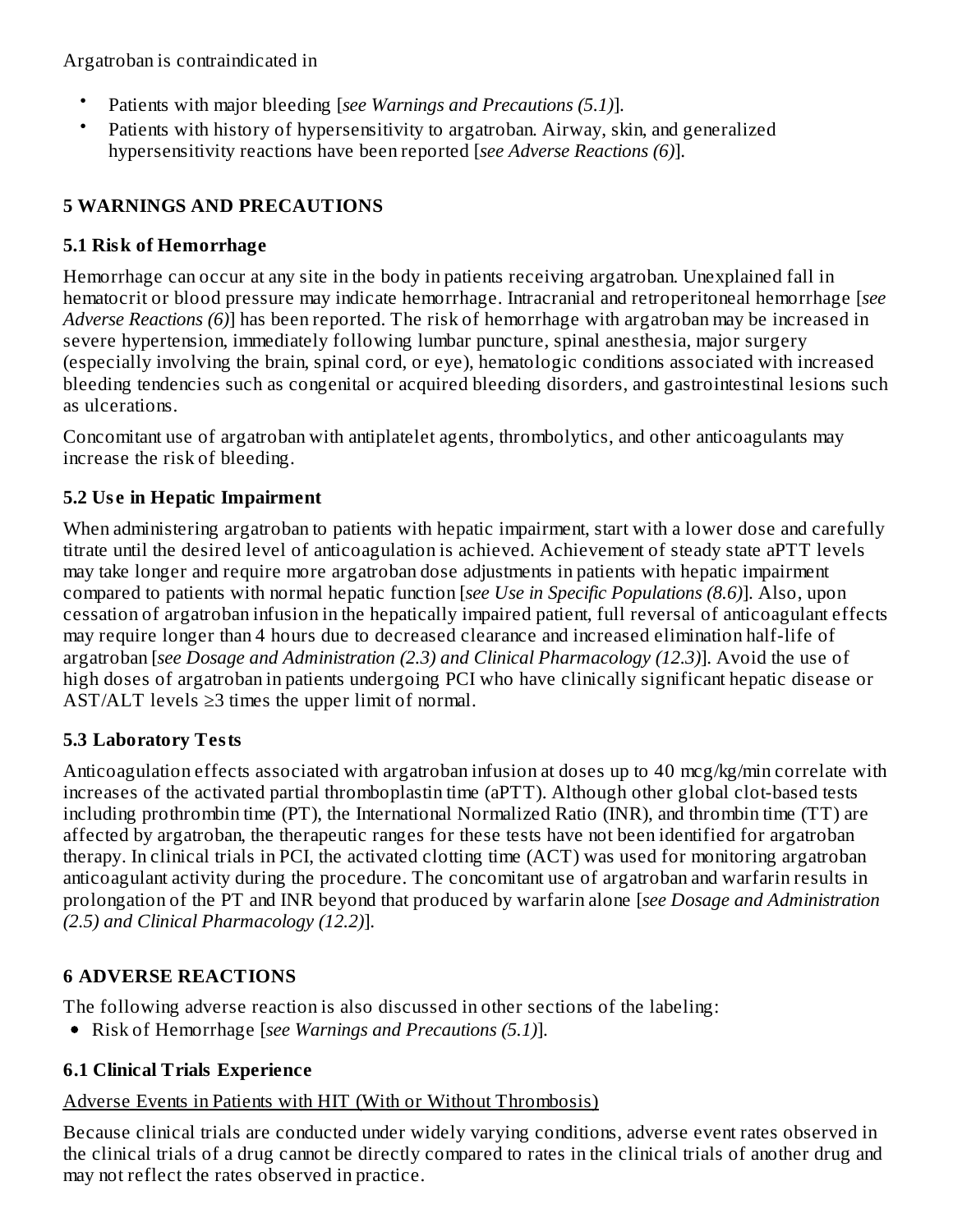Argatroban is contraindicated in

- Patients with major bleeding [*see Warnings and Precautions (5.1)*].
- Patients with history of hypersensitivity to argatroban. Airway, skin, and generalized hypersensitivity reactions have been reported [*see Adverse Reactions (6)*].

## 5 WARNINGS AND PRECAUTIONS

### 5.1 Risk of Hemorrhage

Hemorrhage can occur at any site in the body in patients receiving argatroban. Unexplained fall in hematocrit or blood pressure may indicate hemorrhage. Intracranial and retroperitoneal hemorrhage [*see Adverse Reactions (6)*] has been reported. The risk of hemorrhage with argatroban may be increased in severe hypertension, immediately following lumbar puncture, spinal anesthesia, major surgery (especially involving the brain, spinal cord, or eye), hematologic conditions associated with increased bleeding tendencies such as congenital or acquired bleeding disorders, and gastrointestinal lesions such as ulcerations.

Concomitant use of argatroban with antiplatelet agents, thrombolytics, and other anticoagulants may increase the risk of bleeding.

### 5.2 Use in Hepatic Impairment

When administering argatroban to patients with hepatic impairment, start with a lower dose and carefully titrate until the desired level of anticoagulation is achieved. Achievement of steady state aPTT levels may take longer and require more argatroban dose adjustments in patients with hepatic impairment compared to patients with normal hepatic function [*see Use in Specific Populations (8.6)*]. Also, upon cessation of argatroban infusion in the hepatically impaired patient, full reversal of anticoagulant effects may require longer than 4 hours due to decreased clearance and increased elimination half-life of argatroban [*see Dosage and Administration (2.3) and Clinical Pharmacology (12.3)*]. Avoid the use of high doses of argatroban in patients undergoing PCI who have clinically significant hepatic disease or AST/ALT levels ≥3 times the upper limit of normal.

### 5.3 Laboratory Tests

Anticoagulation effects associated with argatroban infusion at doses up to 40 mcg/kg/min correlate with increases of the activated partial thromboplastin time (aPTT). Although other global clot-based tests including prothrombin time (PT), the International Normalized Ratio (INR), and thrombin time (TT) are affected by argatroban, the therapeutic ranges for these tests have not been identified for argatroban therapy. In clinical trials in PCI, the activated clotting time (ACT) was used for monitoring argatroban anticoagulant activity during the procedure. The concomitant use of argatroban and warfarin results in prolongation of the PT and INR beyond that produced by warfarin alone [*see Dosage and Administration (2.5) and Clinical Pharmacology (12.2)*].

## 6 ADVERSE REACTIONS

The following adverse reaction is also discussed in other sections of the labeling:

- Risk of Hemorrhage [*see Warnings and Precautions (5.1)*].

### 6.1 Clinical Trials Experience

Adverse Events in Patients with HIT (With or Without Thrombosis)

Because clinical trials are conducted under widely varying conditions, adverse event rates observed in the clinical trials of a drug cannot be directly compared to rates in the clinical trials of another drug and may not reflect the rates observed in practice.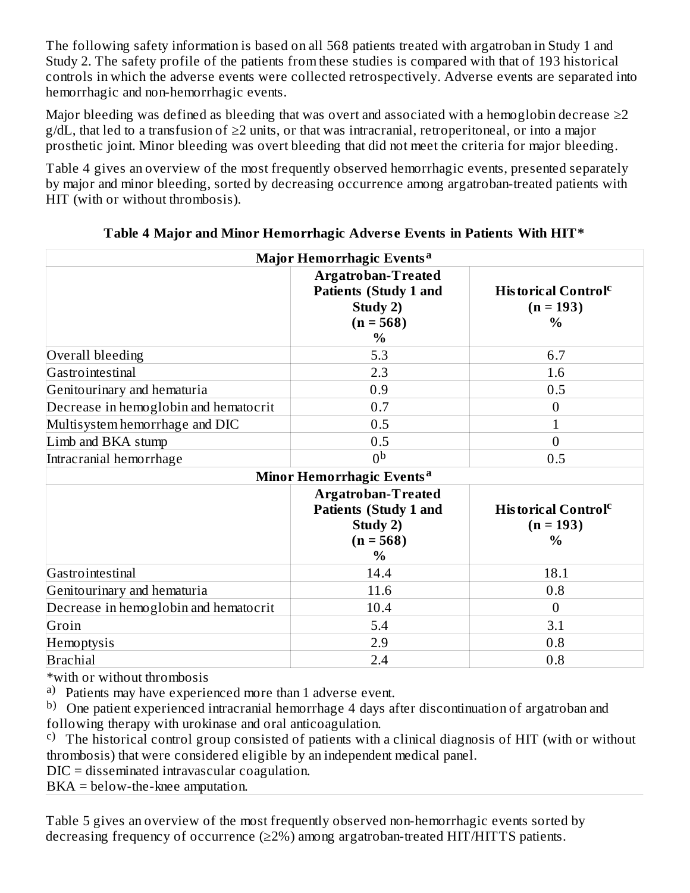The following safety information is based on all 568 patients treated with argatroban in Study 1 and Study 2. The safety profile of the patients from these studies is compared with that of 193 historical controls in which the adverse events were collected retrospectively. Adverse events are separated into hemorrhagic and non-hemorrhagic events.

Major bleeding was defined as bleeding that was overt and associated with a hemoglobin decrease ≥2 g/dL, that led to a transfusion of ≥2 units, or that was intracranial, retroperitoneal, or into a major prosthetic joint. Minor bleeding was overt bleeding that did not meet the criteria for major bleeding.

Table 4 gives an overview of the most frequently observed hemorrhagic events, presented separately by major and minor bleeding, sorted by decreasing occurrence among argatroban-treated patients with HIT (with or without thrombosis).

**Table 4 Major and Minor Hemorrhagic Adverse Events in Patients With HIT***

| Major Hemorrhagic Events[a] | | |
|---|---|---|
| | **Argatroban-Treated Patients (Study 1 and Study 2) (n = 568) %** | **Historical Control[c] (n = 193) %** |
| Overall bleeding | 5.3 | 6.7 |
| Gastrointestinal | 2.3 | 1.6 |
| Genitourinary and hematuria | 0.9 | 0.5 |
| Decrease in hemoglobin and hematocrit | 0.7 | 0 |
| Multisystem hemorrhage and DIC | 0.5 | 1 |
| Limb and BKA stump | 0.5 | 0 |
| Intracranial hemorrhage | 0[b] | 0.5 |
| **Minor Hemorrhagic Events[a]** | | |
| | **Argatroban-Treated Patients (Study 1 and Study 2) (n = 568) %** | **Historical Control[c] (n = 193) %** |
| Gastrointestinal | 14.4 | 18.1 |
| Genitourinary and hematuria | 11.6 | 0.8 |
| Decrease in hemoglobin and hematocrit | 10.4 | 0 |
| Groin | 5.4 | 3.1 |
| Hemoptysis | 2.9 | 0.8 |
| Brachial | 2.4 | 0.8 |

*with or without thrombosis

a) Patients may have experienced more than 1 adverse event.

b) One patient experienced intracranial hemorrhage 4 days after discontinuation of argatroban and following therapy with urokinase and oral anticoagulation.

c) The historical control group consisted of patients with a clinical diagnosis of HIT (with or without thrombosis) that were considered eligible by an independent medical panel.

DIC = disseminated intravascular coagulation.

BKA = below-the-knee amputation.

Table 5 gives an overview of the most frequently observed non-hemorrhagic events sorted by decreasing frequency of occurrence (≥2%) among argatroban-treated HIT/HITTS patients.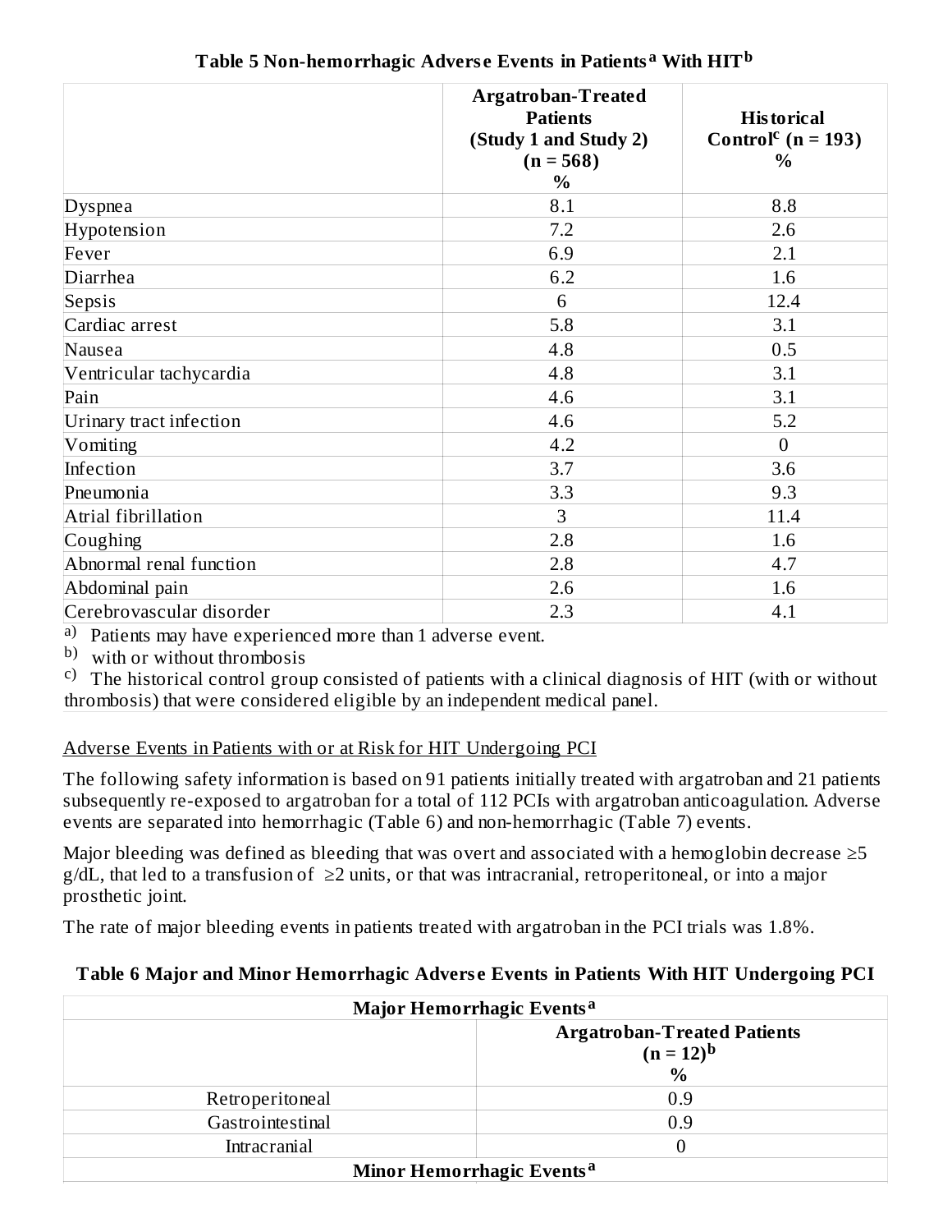**Table 5 Non-hemorrhagic Adverse Events in Patients[a] With HIT[b]**

| | Argatroban-Treated Patients (Study 1 and Study 2) (n = 568) % | Historical Control[c] (n = 193) % |
|---|---|---|
| Dyspnea | 8.1 | 8.8 |
| Hypotension | 7.2 | 2.6 |
| Fever | 6.9 | 2.1 |
| Diarrhea | 6.2 | 1.6 |
| Sepsis | 6 | 12.4 |
| Cardiac arrest | 5.8 | 3.1 |
| Nausea | 4.8 | 0.5 |
| Ventricular tachycardia | 4.8 | 3.1 |
| Pain | 4.6 | 3.1 |
| Urinary tract infection | 4.6 | 5.2 |
| Vomiting | 4.2 | 0 |
| Infection | 3.7 | 3.6 |
| Pneumonia | 3.3 | 9.3 |
| Atrial fibrillation | 3 | 11.4 |
| Coughing | 2.8 | 1.6 |
| Abnormal renal function | 2.8 | 4.7 |
| Abdominal pain | 2.6 | 1.6 |
| Cerebrovascular disorder | 2.3 | 4.1 |

a) Patients may have experienced more than 1 adverse event.

b) with or without thrombosis

c) The historical control group consisted of patients with a clinical diagnosis of HIT (with or without thrombosis) that were considered eligible by an independent medical panel.

Adverse Events in Patients with or at Risk for HIT Undergoing PCI

The following safety information is based on 91 patients initially treated with argatroban and 21 patients subsequently re-exposed to argatroban for a total of 112 PCIs with argatroban anticoagulation. Adverse events are separated into hemorrhagic (Table 6) and non-hemorrhagic (Table 7) events.

Major bleeding was defined as bleeding that was overt and associated with a hemoglobin decrease ≥5 g/dL, that led to a transfusion of ≥2 units, or that was intracranial, retroperitoneal, or into a major prosthetic joint.

The rate of major bleeding events in patients treated with argatroban in the PCI trials was 1.8%.

**Table 6 Major and Minor Hemorrhagic Adverse Events in Patients With HIT Undergoing PCI**

| Major Hemorrhagic Events[a] | |
|---|---|
| | Argatroban-Treated Patients (n = 12)[b] % |
| Retroperitoneal | 0.9 |
| Gastrointestinal | 0.9 |
| Intracranial | 0 |
| **Minor Hemorrhagic Events[a]** | |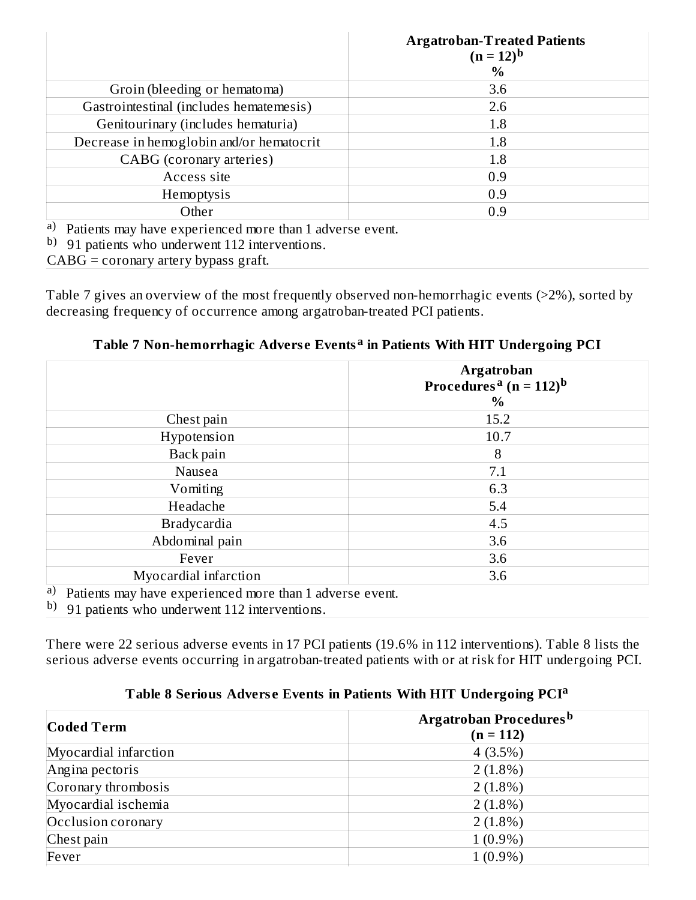| | Argatroban-Treated Patients (n = 12)[b] % |
|---|---|
| Groin (bleeding or hematoma) | 3.6 |
| Gastrointestinal (includes hematemesis) | 2.6 |
| Genitourinary (includes hematuria) | 1.8 |
| Decrease in hemoglobin and/or hematocrit | 1.8 |
| CABG (coronary arteries) | 1.8 |
| Access site | 0.9 |
| Hemoptysis | 0.9 |
| Other | 0.9 |

a) Patients may have experienced more than 1 adverse event.
b) 91 patients who underwent 112 interventions.
CABG = coronary artery bypass graft.

Table 7 gives an overview of the most frequently observed non-hemorrhagic events (>2%), sorted by decreasing frequency of occurrence among argatroban-treated PCI patients.

**Table 7 Non-hemorrhagic Adverse Events[a] in Patients With HIT Undergoing PCI**

| | Argatroban Procedures[a] (n = 112)[b] % |
|---|---|
| Chest pain | 15.2 |
| Hypotension | 10.7 |
| Back pain | 8 |
| Nausea | 7.1 |
| Vomiting | 6.3 |
| Headache | 5.4 |
| Bradycardia | 4.5 |
| Abdominal pain | 3.6 |
| Fever | 3.6 |
| Myocardial infarction | 3.6 |

a) Patients may have experienced more than 1 adverse event.
b) 91 patients who underwent 112 interventions.

There were 22 serious adverse events in 17 PCI patients (19.6% in 112 interventions). Table 8 lists the serious adverse events occurring in argatroban-treated patients with or at risk for HIT undergoing PCI.

**Table 8 Serious Adverse Events in Patients With HIT Undergoing PCI[a]**

| Coded Term | Argatroban Procedures[b] (n = 112) |
|---|---|
| Myocardial infarction | 4 (3.5%) |
| Angina pectoris | 2 (1.8%) |
| Coronary thrombosis | 2 (1.8%) |
| Myocardial ischemia | 2 (1.8%) |
| Occlusion coronary | 2 (1.8%) |
| Chest pain | 1 (0.9%) |
| Fever | 1 (0.9%) |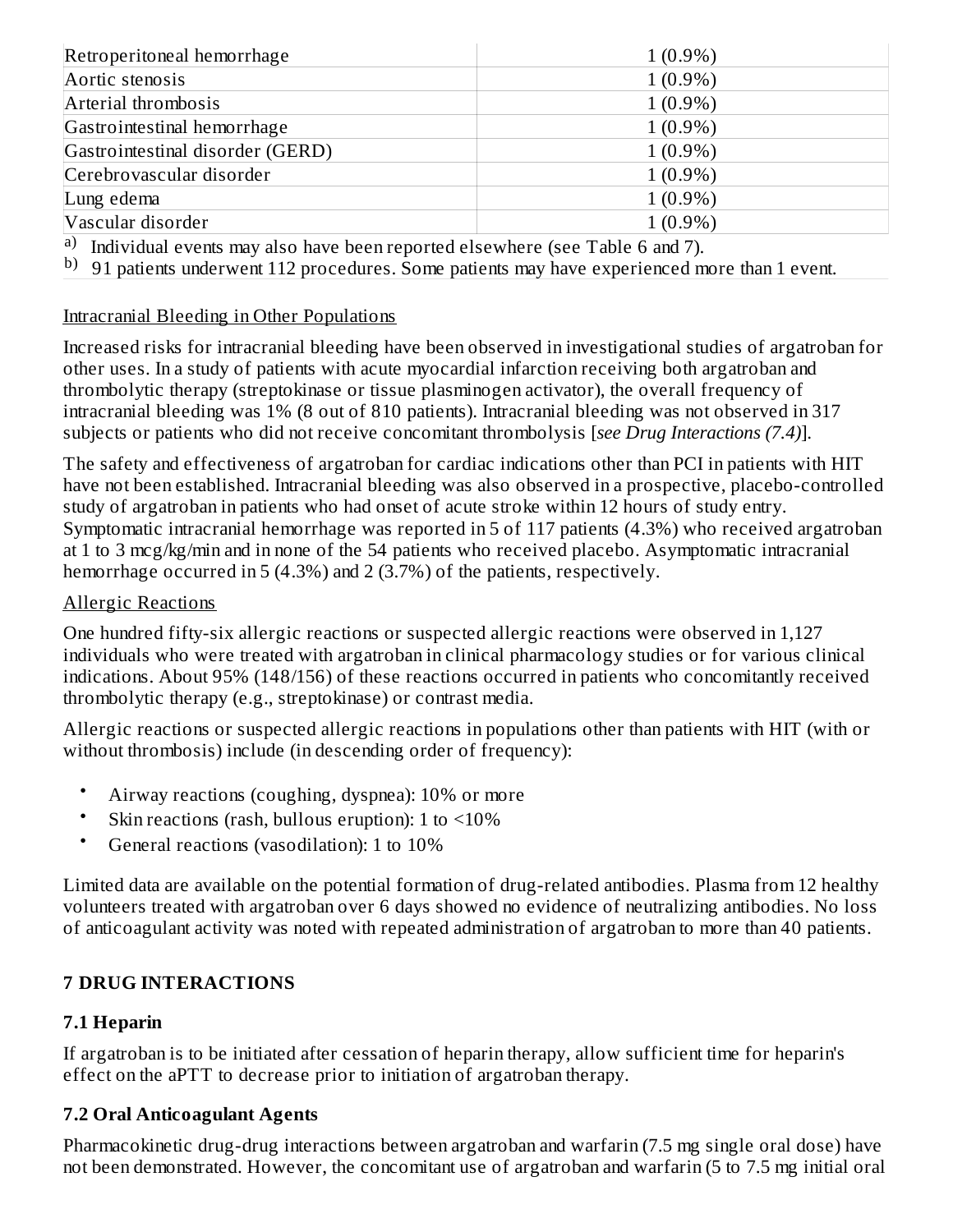| | |
|---|---|
| Retroperitoneal hemorrhage | 1 (0.9%) |
| Aortic stenosis | 1 (0.9%) |
| Arterial thrombosis | 1 (0.9%) |
| Gastrointestinal hemorrhage | 1 (0.9%) |
| Gastrointestinal disorder (GERD) | 1 (0.9%) |
| Cerebrovascular disorder | 1 (0.9%) |
| Lung edema | 1 (0.9%) |
| Vascular disorder | 1 (0.9%) |

[a] Individual events may also have been reported elsewhere (see Table 6 and 7).
[b] 91 patients underwent 112 procedures. Some patients may have experienced more than 1 event.

Intracranial Bleeding in Other Populations

Increased risks for intracranial bleeding have been observed in investigational studies of argatroban for other uses. In a study of patients with acute myocardial infarction receiving both argatroban and thrombolytic therapy (streptokinase or tissue plasminogen activator), the overall frequency of intracranial bleeding was 1% (8 out of 810 patients). Intracranial bleeding was not observed in 317 subjects or patients who did not receive concomitant thrombolysis [*see Drug Interactions (7.4)*].

The safety and effectiveness of argatroban for cardiac indications other than PCI in patients with HIT have not been established. Intracranial bleeding was also observed in a prospective, placebo-controlled study of argatroban in patients who had onset of acute stroke within 12 hours of study entry. Symptomatic intracranial hemorrhage was reported in 5 of 117 patients (4.3%) who received argatroban at 1 to 3 mcg/kg/min and in none of the 54 patients who received placebo. Asymptomatic intracranial hemorrhage occurred in 5 (4.3%) and 2 (3.7%) of the patients, respectively.

Allergic Reactions

One hundred fifty-six allergic reactions or suspected allergic reactions were observed in 1,127 individuals who were treated with argatroban in clinical pharmacology studies or for various clinical indications. About 95% (148/156) of these reactions occurred in patients who concomitantly received thrombolytic therapy (e.g., streptokinase) or contrast media.

Allergic reactions or suspected allergic reactions in populations other than patients with HIT (with or without thrombosis) include (in descending order of frequency):

- Airway reactions (coughing, dyspnea): 10% or more
- Skin reactions (rash, bullous eruption): 1 to <10%
- General reactions (vasodilation): 1 to 10%

Limited data are available on the potential formation of drug-related antibodies. Plasma from 12 healthy volunteers treated with argatroban over 6 days showed no evidence of neutralizing antibodies. No loss of anticoagulant activity was noted with repeated administration of argatroban to more than 40 patients.

## 7 DRUG INTERACTIONS

### 7.1 Heparin

If argatroban is to be initiated after cessation of heparin therapy, allow sufficient time for heparin's effect on the aPTT to decrease prior to initiation of argatroban therapy.

### 7.2 Oral Anticoagulant Agents

Pharmacokinetic drug-drug interactions between argatroban and warfarin (7.5 mg single oral dose) have not been demonstrated. However, the concomitant use of argatroban and warfarin (5 to 7.5 mg initial oral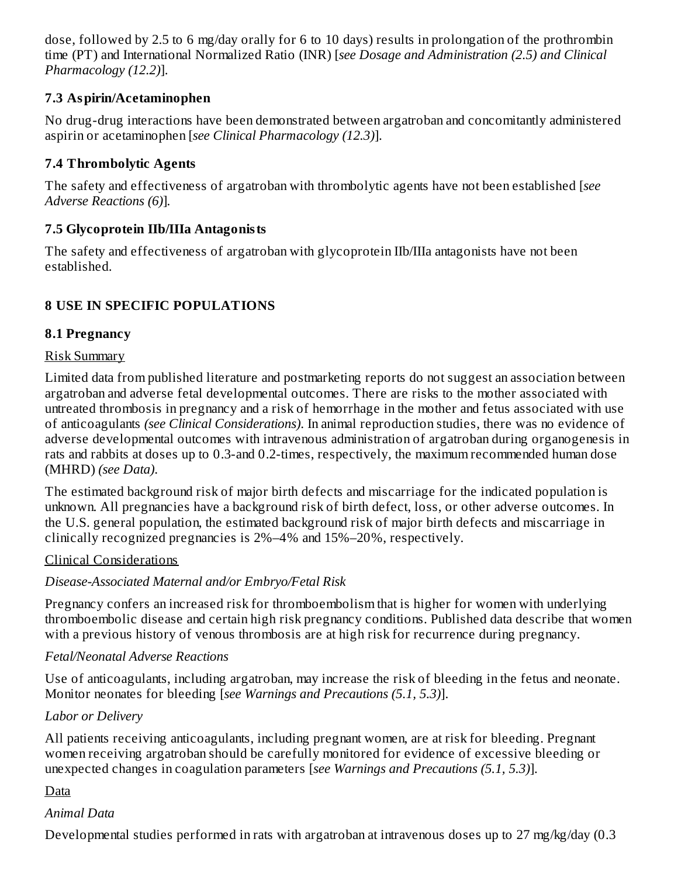dose, followed by 2.5 to 6 mg/day orally for 6 to 10 days) results in prolongation of the prothrombin time (PT) and International Normalized Ratio (INR) [*see Dosage and Administration (2.5) and Clinical Pharmacology (12.2)*].

### 7.3 Aspirin/Acetaminophen

No drug-drug interactions have been demonstrated between argatroban and concomitantly administered aspirin or acetaminophen [*see Clinical Pharmacology (12.3)*].

### 7.4 Thrombolytic Agents

The safety and effectiveness of argatroban with thrombolytic agents have not been established [*see Adverse Reactions (6)*].

### 7.5 Glycoprotein IIb/IIIa Antagonists

The safety and effectiveness of argatroban with glycoprotein IIb/IIIa antagonists have not been established.

## 8 USE IN SPECIFIC POPULATIONS

### 8.1 Pregnancy

Risk Summary

Limited data from published literature and postmarketing reports do not suggest an association between argatroban and adverse fetal developmental outcomes. There are risks to the mother associated with untreated thrombosis in pregnancy and a risk of hemorrhage in the mother and fetus associated with use of anticoagulants *(see Clinical Considerations)*. In animal reproduction studies, there was no evidence of adverse developmental outcomes with intravenous administration of argatroban during organogenesis in rats and rabbits at doses up to 0.3-and 0.2-times, respectively, the maximum recommended human dose (MHRD) *(see Data)*.

The estimated background risk of major birth defects and miscarriage for the indicated population is unknown. All pregnancies have a background risk of birth defect, loss, or other adverse outcomes. In the U.S. general population, the estimated background risk of major birth defects and miscarriage in clinically recognized pregnancies is 2%–4% and 15%–20%, respectively.

Clinical Considerations

*Disease-Associated Maternal and/or Embryo/Fetal Risk*

Pregnancy confers an increased risk for thromboembolism that is higher for women with underlying thromboembolic disease and certain high risk pregnancy conditions. Published data describe that women with a previous history of venous thrombosis are at high risk for recurrence during pregnancy.

*Fetal/Neonatal Adverse Reactions*

Use of anticoagulants, including argatroban, may increase the risk of bleeding in the fetus and neonate. Monitor neonates for bleeding [*see Warnings and Precautions (5.1, 5.3)*].

*Labor or Delivery*

All patients receiving anticoagulants, including pregnant women, are at risk for bleeding. Pregnant women receiving argatroban should be carefully monitored for evidence of excessive bleeding or unexpected changes in coagulation parameters [*see Warnings and Precautions (5.1, 5.3)*].

Data

*Animal Data*

Developmental studies performed in rats with argatroban at intravenous doses up to 27 mg/kg/day (0.3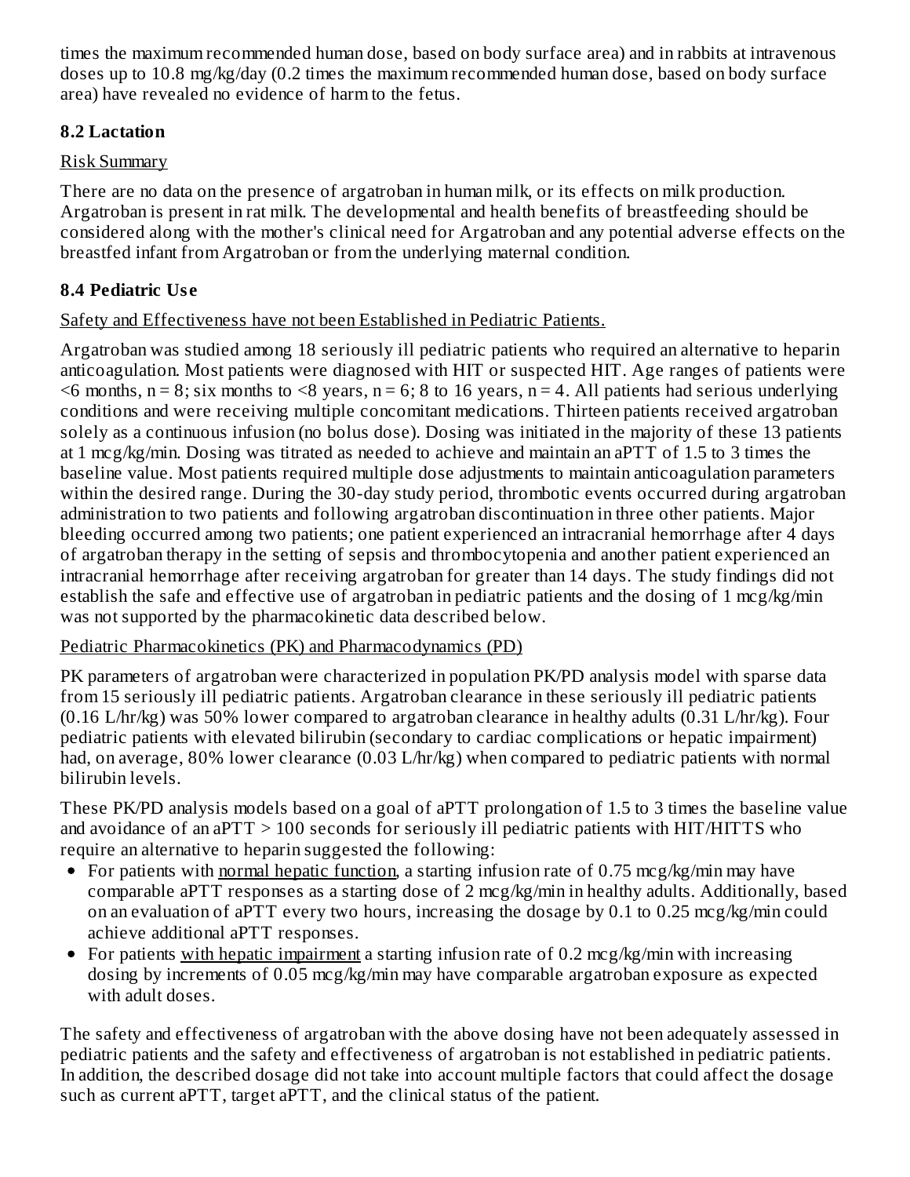times the maximum recommended human dose, based on body surface area) and in rabbits at intravenous doses up to 10.8 mg/kg/day (0.2 times the maximum recommended human dose, based on body surface area) have revealed no evidence of harm to the fetus.

### 8.2 Lactation

Risk Summary

There are no data on the presence of argatroban in human milk, or its effects on milk production. Argatroban is present in rat milk. The developmental and health benefits of breastfeeding should be considered along with the mother's clinical need for Argatroban and any potential adverse effects on the breastfed infant from Argatroban or from the underlying maternal condition.

### 8.4 Pediatric Use

Safety and Effectiveness have not been Established in Pediatric Patients.

Argatroban was studied among 18 seriously ill pediatric patients who required an alternative to heparin anticoagulation. Most patients were diagnosed with HIT or suspected HIT. Age ranges of patients were <6 months, n = 8; six months to <8 years, n = 6; 8 to 16 years, n = 4. All patients had serious underlying conditions and were receiving multiple concomitant medications. Thirteen patients received argatroban solely as a continuous infusion (no bolus dose). Dosing was initiated in the majority of these 13 patients at 1 mcg/kg/min. Dosing was titrated as needed to achieve and maintain an aPTT of 1.5 to 3 times the baseline value. Most patients required multiple dose adjustments to maintain anticoagulation parameters within the desired range. During the 30-day study period, thrombotic events occurred during argatroban administration to two patients and following argatroban discontinuation in three other patients. Major bleeding occurred among two patients; one patient experienced an intracranial hemorrhage after 4 days of argatroban therapy in the setting of sepsis and thrombocytopenia and another patient experienced an intracranial hemorrhage after receiving argatroban for greater than 14 days. The study findings did not establish the safe and effective use of argatroban in pediatric patients and the dosing of 1 mcg/kg/min was not supported by the pharmacokinetic data described below.

Pediatric Pharmacokinetics (PK) and Pharmacodynamics (PD)

PK parameters of argatroban were characterized in population PK/PD analysis model with sparse data from 15 seriously ill pediatric patients. Argatroban clearance in these seriously ill pediatric patients (0.16 L/hr/kg) was 50% lower compared to argatroban clearance in healthy adults (0.31 L/hr/kg). Four pediatric patients with elevated bilirubin (secondary to cardiac complications or hepatic impairment) had, on average, 80% lower clearance (0.03 L/hr/kg) when compared to pediatric patients with normal bilirubin levels.

These PK/PD analysis models based on a goal of aPTT prolongation of 1.5 to 3 times the baseline value and avoidance of an aPTT > 100 seconds for seriously ill pediatric patients with HIT/HITTS who require an alternative to heparin suggested the following:

- For patients with normal hepatic function, a starting infusion rate of 0.75 mcg/kg/min may have comparable aPTT responses as a starting dose of 2 mcg/kg/min in healthy adults. Additionally, based on an evaluation of aPTT every two hours, increasing the dosage by 0.1 to 0.25 mcg/kg/min could achieve additional aPTT responses.
- For patients with hepatic impairment a starting infusion rate of 0.2 mcg/kg/min with increasing dosing by increments of 0.05 mcg/kg/min may have comparable argatroban exposure as expected with adult doses.

The safety and effectiveness of argatroban with the above dosing have not been adequately assessed in pediatric patients and the safety and effectiveness of argatroban is not established in pediatric patients. In addition, the described dosage did not take into account multiple factors that could affect the dosage such as current aPTT, target aPTT, and the clinical status of the patient.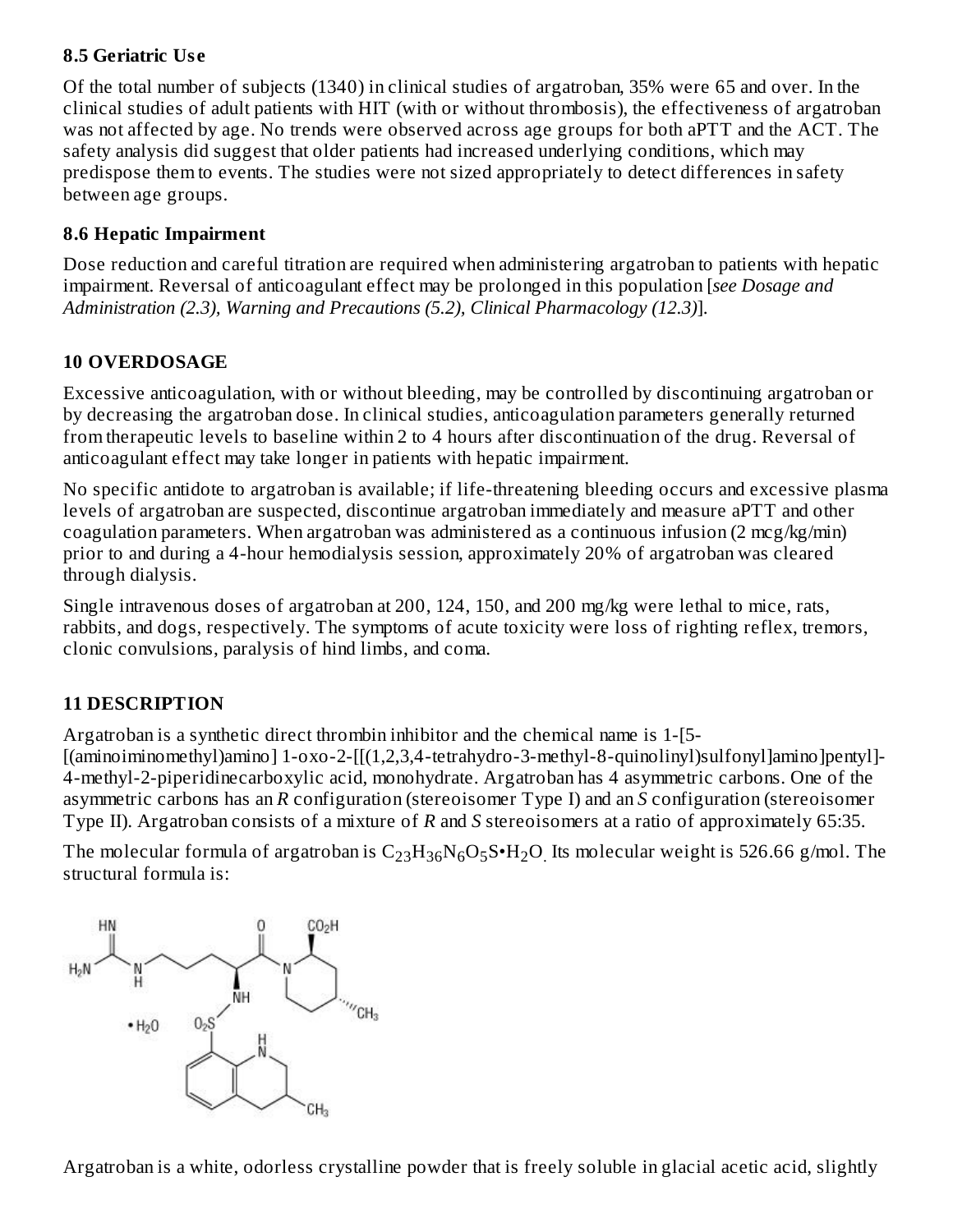### 8.5 Geriatric Use

Of the total number of subjects (1340) in clinical studies of argatroban, 35% were 65 and over. In the clinical studies of adult patients with HIT (with or without thrombosis), the effectiveness of argatroban was not affected by age. No trends were observed across age groups for both aPTT and the ACT. The safety analysis did suggest that older patients had increased underlying conditions, which may predispose them to events. The studies were not sized appropriately to detect differences in safety between age groups.

### 8.6 Hepatic Impairment

Dose reduction and careful titration are required when administering argatroban to patients with hepatic impairment. Reversal of anticoagulant effect may be prolonged in this population [*see Dosage and Administration (2.3), Warning and Precautions (5.2), Clinical Pharmacology (12.3)*].

## 10 OVERDOSAGE

Excessive anticoagulation, with or without bleeding, may be controlled by discontinuing argatroban or by decreasing the argatroban dose. In clinical studies, anticoagulation parameters generally returned from therapeutic levels to baseline within 2 to 4 hours after discontinuation of the drug. Reversal of anticoagulant effect may take longer in patients with hepatic impairment.

No specific antidote to argatroban is available; if life-threatening bleeding occurs and excessive plasma levels of argatroban are suspected, discontinue argatroban immediately and measure aPTT and other coagulation parameters. When argatroban was administered as a continuous infusion (2 mcg/kg/min) prior to and during a 4-hour hemodialysis session, approximately 20% of argatroban was cleared through dialysis.

Single intravenous doses of argatroban at 200, 124, 150, and 200 mg/kg were lethal to mice, rats, rabbits, and dogs, respectively. The symptoms of acute toxicity were loss of righting reflex, tremors, clonic convulsions, paralysis of hind limbs, and coma.

## 11 DESCRIPTION

Argatroban is a synthetic direct thrombin inhibitor and the chemical name is 1-[5-[(aminoiminomethyl)amino] 1-oxo-2-[[(1,2,3,4-tetrahydro-3-methyl-8-quinolinyl)sulfonyl]amino]pentyl]-4-methyl-2-piperidinecarboxylic acid, monohydrate. Argatroban has 4 asymmetric carbons. One of the asymmetric carbons has an *R* configuration (stereoisomer Type I) and an *S* configuration (stereoisomer Type II). Argatroban consists of a mixture of *R* and *S* stereoisomers at a ratio of approximately 65:35.

The molecular formula of argatroban is $C_{23}H_{36}N_6O_5S \cdot H_2O$. Its molecular weight is 526.66 g/mol. The structural formula is:

Argatroban is a white, odorless crystalline powder that is freely soluble in glacial acetic acid, slightly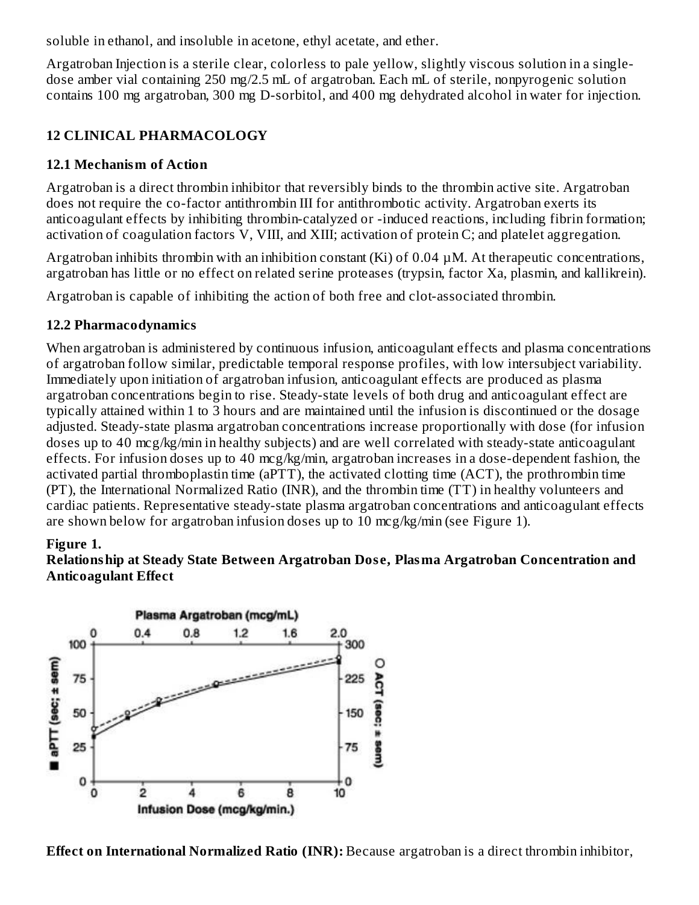soluble in ethanol, and insoluble in acetone, ethyl acetate, and ether.

Argatroban Injection is a sterile clear, colorless to pale yellow, slightly viscous solution in a single-dose amber vial containing 250 mg/2.5 mL of argatroban. Each mL of sterile, nonpyrogenic solution contains 100 mg argatroban, 300 mg D-sorbitol, and 400 mg dehydrated alcohol in water for injection.

## 12 CLINICAL PHARMACOLOGY

### 12.1 Mechanism of Action

Argatroban is a direct thrombin inhibitor that reversibly binds to the thrombin active site. Argatroban does not require the co-factor antithrombin III for antithrombotic activity. Argatroban exerts its anticoagulant effects by inhibiting thrombin-catalyzed or -induced reactions, including fibrin formation; activation of coagulation factors V, VIII, and XIII; activation of protein C; and platelet aggregation.

Argatroban inhibits thrombin with an inhibition constant (Ki) of 0.04 µM. At therapeutic concentrations, argatroban has little or no effect on related serine proteases (trypsin, factor Xa, plasmin, and kallikrein).

Argatroban is capable of inhibiting the action of both free and clot-associated thrombin.

### 12.2 Pharmacodynamics

When argatroban is administered by continuous infusion, anticoagulant effects and plasma concentrations of argatroban follow similar, predictable temporal response profiles, with low intersubject variability. Immediately upon initiation of argatroban infusion, anticoagulant effects are produced as plasma argatroban concentrations begin to rise. Steady-state levels of both drug and anticoagulant effect are typically attained within 1 to 3 hours and are maintained until the infusion is discontinued or the dosage adjusted. Steady-state plasma argatroban concentrations increase proportionally with dose (for infusion doses up to 40 mcg/kg/min in healthy subjects) and are well correlated with steady-state anticoagulant effects. For infusion doses up to 40 mcg/kg/min, argatroban increases in a dose-dependent fashion, the activated partial thromboplastin time (aPTT), the activated clotting time (ACT), the prothrombin time (PT), the International Normalized Ratio (INR), and the thrombin time (TT) in healthy volunteers and cardiac patients. Representative steady-state plasma argatroban concentrations and anticoagulant effects are shown below for argatroban infusion doses up to 10 mcg/kg/min (see Figure 1).

**Figure 1.**
**Relationship at Steady State Between Argatroban Dose, Plasma Argatroban Concentration and Anticoagulant Effect**

**Effect on International Normalized Ratio (INR):** Because argatroban is a direct thrombin inhibitor,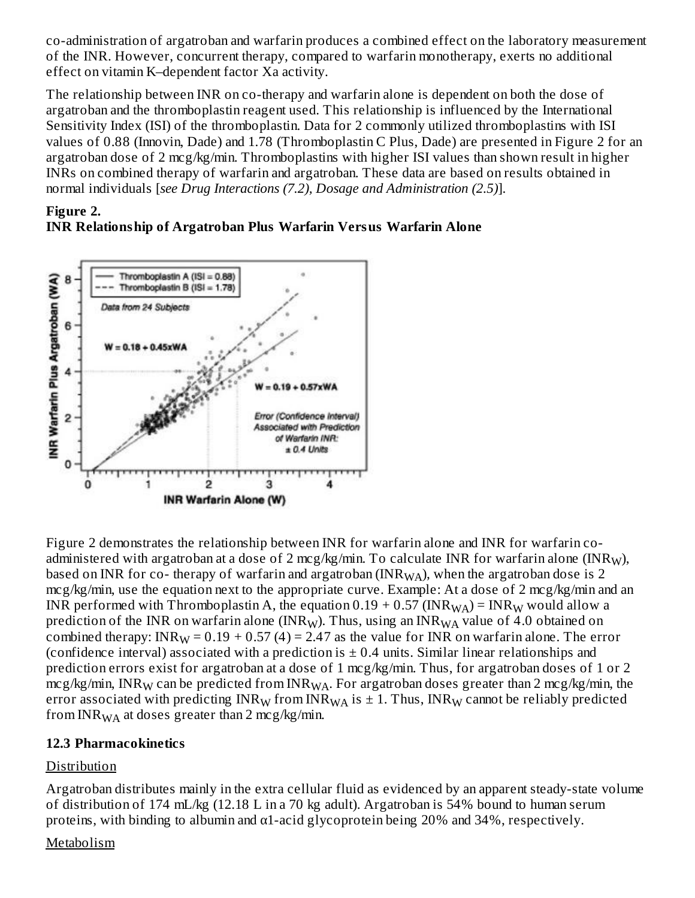co-administration of argatroban and warfarin produces a combined effect on the laboratory measurement of the INR. However, concurrent therapy, compared to warfarin monotherapy, exerts no additional effect on vitamin K–dependent factor Xa activity.

The relationship between INR on co-therapy and warfarin alone is dependent on both the dose of argatroban and the thromboplastin reagent used. This relationship is influenced by the International Sensitivity Index (ISI) of the thromboplastin. Data for 2 commonly utilized thromboplastins with ISI values of 0.88 (Innovin, Dade) and 1.78 (Thromboplastin C Plus, Dade) are presented in Figure 2 for an argatroban dose of 2 mcg/kg/min. Thromboplastins with higher ISI values than shown result in higher INRs on combined therapy of warfarin and argatroban. These data are based on results obtained in normal individuals [*see Drug Interactions (7.2), Dosage and Administration (2.5)*].

**Figure 2.**
**INR Relationship of Argatroban Plus Warfarin Versus Warfarin Alone**

Figure 2 demonstrates the relationship between INR for warfarin alone and INR for warfarin co-administered with argatroban at a dose of 2 mcg/kg/min. To calculate INR for warfarin alone ($INR_W$), based on INR for co- therapy of warfarin and argatroban ($INR_{WA}$), when the argatroban dose is 2 mcg/kg/min, use the equation next to the appropriate curve. Example: At a dose of 2 mcg/kg/min and an INR performed with Thromboplastin A, the equation $0.19 + 0.57 (INR_{WA}) = INR_W$ would allow a prediction of the INR on warfarin alone ($INR_W$). Thus, using an $INR_{WA}$ value of 4.0 obtained on combined therapy: $INR_W = 0.19 + 0.57 (4) = 2.47$ as the value for INR on warfarin alone. The error (confidence interval) associated with a prediction is ± 0.4 units. Similar linear relationships and prediction errors exist for argatroban at a dose of 1 mcg/kg/min. Thus, for argatroban doses of 1 or 2 mcg/kg/min, $INR_W$ can be predicted from $INR_{WA}$. For argatroban doses greater than 2 mcg/kg/min, the error associated with predicting $INR_W$ from $INR_{WA}$ is ± 1. Thus, $INR_W$ cannot be reliably predicted from $INR_{WA}$ at doses greater than 2 mcg/kg/min.

### 12.3 Pharmacokinetics

Distribution

Argatroban distributes mainly in the extra cellular fluid as evidenced by an apparent steady-state volume of distribution of 174 mL/kg (12.18 L in a 70 kg adult). Argatroban is 54% bound to human serum proteins, with binding to albumin and α1-acid glycoprotein being 20% and 34%, respectively.

Metabolism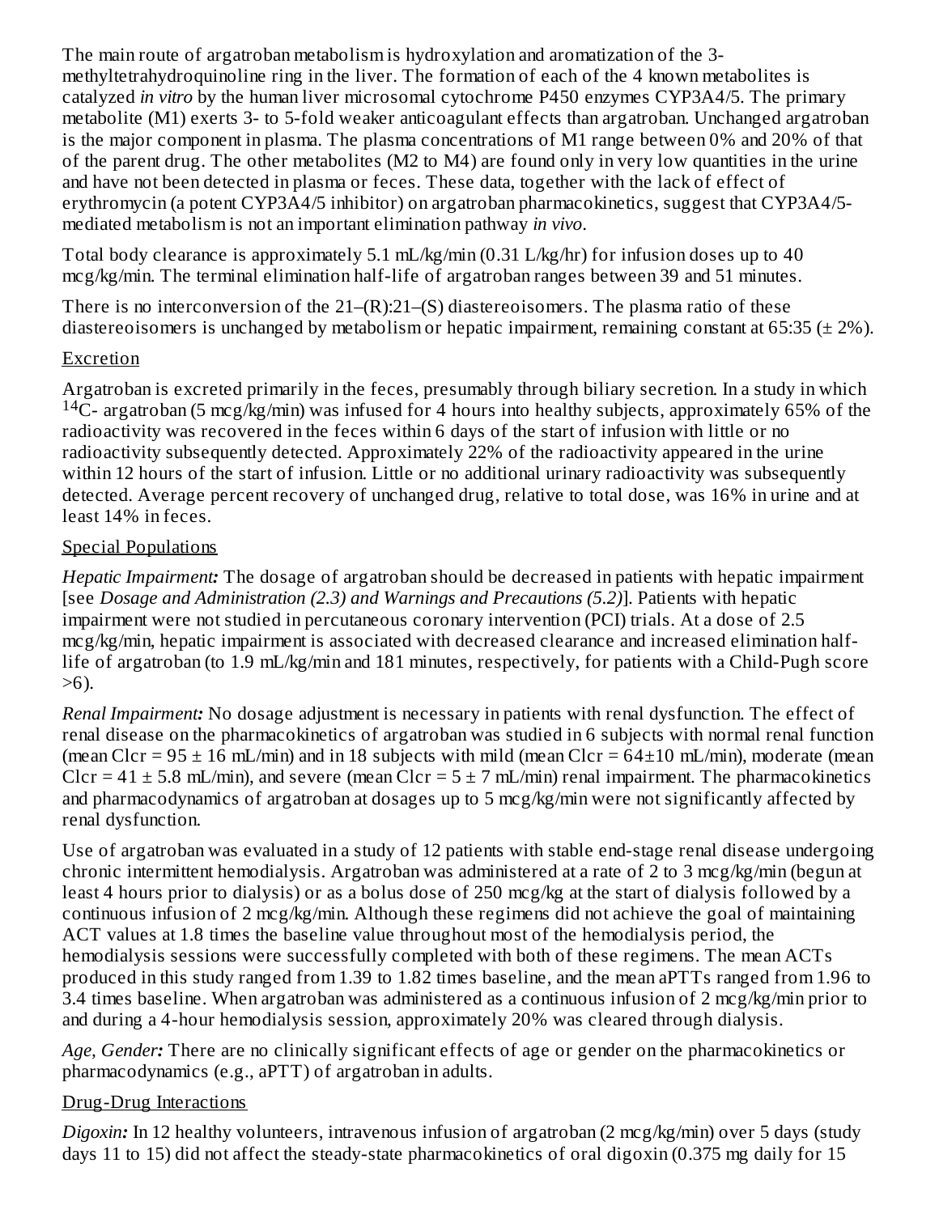The main route of argatroban metabolism is hydroxylation and aromatization of the 3-methyltetrahydroquinoline ring in the liver. The formation of each of the 4 known metabolites is catalyzed *in vitro* by the human liver microsomal cytochrome P450 enzymes CYP3A4/5. The primary metabolite (M1) exerts 3- to 5-fold weaker anticoagulant effects than argatroban. Unchanged argatroban is the major component in plasma. The plasma concentrations of M1 range between 0% and 20% of that of the parent drug. The other metabolites (M2 to M4) are found only in very low quantities in the urine and have not been detected in plasma or feces. These data, together with the lack of effect of erythromycin (a potent CYP3A4/5 inhibitor) on argatroban pharmacokinetics, suggest that CYP3A4/5-mediated metabolism is not an important elimination pathway *in vivo*.

Total body clearance is approximately 5.1 mL/kg/min (0.31 L/kg/hr) for infusion doses up to 40 mcg/kg/min. The terminal elimination half-life of argatroban ranges between 39 and 51 minutes.

There is no interconversion of the 21–(R):21–(S) diastereoisomers. The plasma ratio of these diastereoisomers is unchanged by metabolism or hepatic impairment, remaining constant at 65:35 (± 2%).

Excretion

Argatroban is excreted primarily in the feces, presumably through biliary secretion. In a study in which $^{14}C$- argatroban (5 mcg/kg/min) was infused for 4 hours into healthy subjects, approximately 65% of the radioactivity was recovered in the feces within 6 days of the start of infusion with little or no radioactivity subsequently detected. Approximately 22% of the radioactivity appeared in the urine within 12 hours of the start of infusion. Little or no additional urinary radioactivity was subsequently detected. Average percent recovery of unchanged drug, relative to total dose, was 16% in urine and at least 14% in feces.

Special Populations

*Hepatic Impairment:* The dosage of argatroban should be decreased in patients with hepatic impairment [see *Dosage and Administration (2.3) and Warnings and Precautions (5.2)*]. Patients with hepatic impairment were not studied in percutaneous coronary intervention (PCI) trials. At a dose of 2.5 mcg/kg/min, hepatic impairment is associated with decreased clearance and increased elimination half-life of argatroban (to 1.9 mL/kg/min and 181 minutes, respectively, for patients with a Child-Pugh score >6).

*Renal Impairment:* No dosage adjustment is necessary in patients with renal dysfunction. The effect of renal disease on the pharmacokinetics of argatroban was studied in 6 subjects with normal renal function (mean Clcr = 95 ± 16 mL/min) and in 18 subjects with mild (mean Clcr = 64±10 mL/min), moderate (mean Clcr = 41 ± 5.8 mL/min), and severe (mean Clcr = 5 ± 7 mL/min) renal impairment. The pharmacokinetics and pharmacodynamics of argatroban at dosages up to 5 mcg/kg/min were not significantly affected by renal dysfunction.

Use of argatroban was evaluated in a study of 12 patients with stable end-stage renal disease undergoing chronic intermittent hemodialysis. Argatroban was administered at a rate of 2 to 3 mcg/kg/min (begun at least 4 hours prior to dialysis) or as a bolus dose of 250 mcg/kg at the start of dialysis followed by a continuous infusion of 2 mcg/kg/min. Although these regimens did not achieve the goal of maintaining ACT values at 1.8 times the baseline value throughout most of the hemodialysis period, the hemodialysis sessions were successfully completed with both of these regimens. The mean ACTs produced in this study ranged from 1.39 to 1.82 times baseline, and the mean aPTTs ranged from 1.96 to 3.4 times baseline. When argatroban was administered as a continuous infusion of 2 mcg/kg/min prior to and during a 4-hour hemodialysis session, approximately 20% was cleared through dialysis.

*Age, Gender:* There are no clinically significant effects of age or gender on the pharmacokinetics or pharmacodynamics (e.g., aPTT) of argatroban in adults.

Drug-Drug Interactions

*Digoxin:* In 12 healthy volunteers, intravenous infusion of argatroban (2 mcg/kg/min) over 5 days (study days 11 to 15) did not affect the steady-state pharmacokinetics of oral digoxin (0.375 mg daily for 15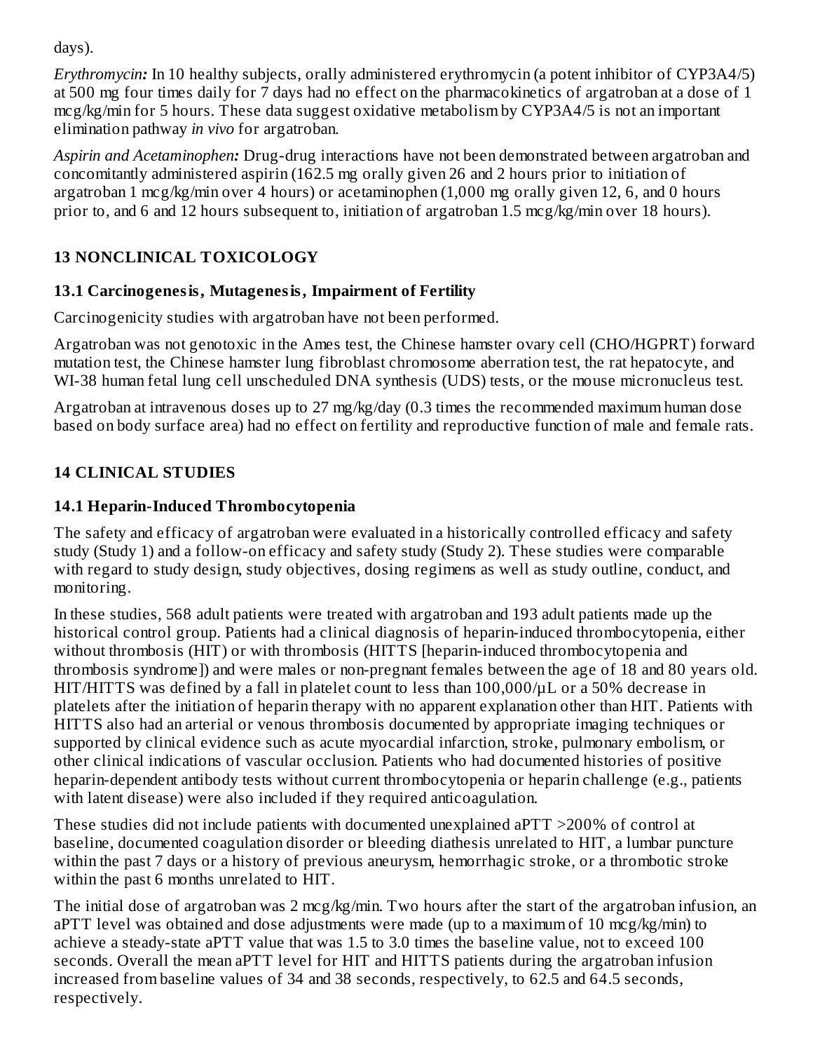days).

*Erythromycin:* In 10 healthy subjects, orally administered erythromycin (a potent inhibitor of CYP3A4/5) at 500 mg four times daily for 7 days had no effect on the pharmacokinetics of argatroban at a dose of 1 mcg/kg/min for 5 hours. These data suggest oxidative metabolism by CYP3A4/5 is not an important elimination pathway *in vivo* for argatroban.

*Aspirin and Acetaminophen:* Drug-drug interactions have not been demonstrated between argatroban and concomitantly administered aspirin (162.5 mg orally given 26 and 2 hours prior to initiation of argatroban 1 mcg/kg/min over 4 hours) or acetaminophen (1,000 mg orally given 12, 6, and 0 hours prior to, and 6 and 12 hours subsequent to, initiation of argatroban 1.5 mcg/kg/min over 18 hours).

## 13 NONCLINICAL TOXICOLOGY

### 13.1 Carcinogenesis, Mutagenesis, Impairment of Fertility

Carcinogenicity studies with argatroban have not been performed.

Argatroban was not genotoxic in the Ames test, the Chinese hamster ovary cell (CHO/HGPRT) forward mutation test, the Chinese hamster lung fibroblast chromosome aberration test, the rat hepatocyte, and WI-38 human fetal lung cell unscheduled DNA synthesis (UDS) tests, or the mouse micronucleus test.

Argatroban at intravenous doses up to 27 mg/kg/day (0.3 times the recommended maximum human dose based on body surface area) had no effect on fertility and reproductive function of male and female rats.

## 14 CLINICAL STUDIES

### 14.1 Heparin-Induced Thrombocytopenia

The safety and efficacy of argatroban were evaluated in a historically controlled efficacy and safety study (Study 1) and a follow-on efficacy and safety study (Study 2). These studies were comparable with regard to study design, study objectives, dosing regimens as well as study outline, conduct, and monitoring.

In these studies, 568 adult patients were treated with argatroban and 193 adult patients made up the historical control group. Patients had a clinical diagnosis of heparin-induced thrombocytopenia, either without thrombosis (HIT) or with thrombosis (HITTS [heparin-induced thrombocytopenia and thrombosis syndrome]) and were males or non-pregnant females between the age of 18 and 80 years old. HIT/HITTS was defined by a fall in platelet count to less than 100,000/µL or a 50% decrease in platelets after the initiation of heparin therapy with no apparent explanation other than HIT. Patients with HITTS also had an arterial or venous thrombosis documented by appropriate imaging techniques or supported by clinical evidence such as acute myocardial infarction, stroke, pulmonary embolism, or other clinical indications of vascular occlusion. Patients who had documented histories of positive heparin-dependent antibody tests without current thrombocytopenia or heparin challenge (e.g., patients with latent disease) were also included if they required anticoagulation.

These studies did not include patients with documented unexplained aPTT >200% of control at baseline, documented coagulation disorder or bleeding diathesis unrelated to HIT, a lumbar puncture within the past 7 days or a history of previous aneurysm, hemorrhagic stroke, or a thrombotic stroke within the past 6 months unrelated to HIT.

The initial dose of argatroban was 2 mcg/kg/min. Two hours after the start of the argatroban infusion, an aPTT level was obtained and dose adjustments were made (up to a maximum of 10 mcg/kg/min) to achieve a steady-state aPTT value that was 1.5 to 3.0 times the baseline value, not to exceed 100 seconds. Overall the mean aPTT level for HIT and HITTS patients during the argatroban infusion increased from baseline values of 34 and 38 seconds, respectively, to 62.5 and 64.5 seconds, respectively.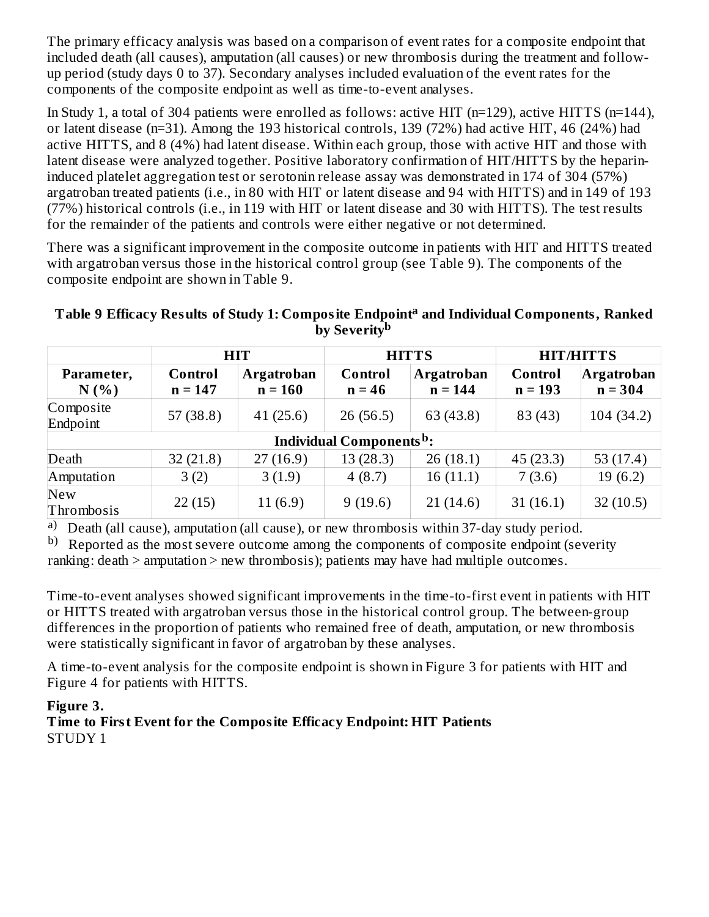The primary efficacy analysis was based on a comparison of event rates for a composite endpoint that included death (all causes), amputation (all causes) or new thrombosis during the treatment and follow-up period (study days 0 to 37). Secondary analyses included evaluation of the event rates for the components of the composite endpoint as well as time-to-event analyses.

In Study 1, a total of 304 patients were enrolled as follows: active HIT (n=129), active HITTS (n=144), or latent disease (n=31). Among the 193 historical controls, 139 (72%) had active HIT, 46 (24%) had active HITTS, and 8 (4%) had latent disease. Within each group, those with active HIT and those with latent disease were analyzed together. Positive laboratory confirmation of HIT/HITTS by the heparin-induced platelet aggregation test or serotonin release assay was demonstrated in 174 of 304 (57%) argatroban treated patients (i.e., in 80 with HIT or latent disease and 94 with HITTS) and in 149 of 193 (77%) historical controls (i.e., in 119 with HIT or latent disease and 30 with HITTS). The test results for the remainder of the patients and controls were either negative or not determined.

There was a significant improvement in the composite outcome in patients with HIT and HITTS treated with argatroban versus those in the historical control group (see Table 9). The components of the composite endpoint are shown in Table 9.

**Table 9 Efficacy Results of Study 1: Composite Endpoint[a] and Individual Components, Ranked by Severity[b]**

| | HIT | | HITTS | | HIT/HITTS | |
|---|---|---|---|---|---|---|
| **Parameter, N (%)** | **Control n = 147** | **Argatroban n = 160** | **Control n = 46** | **Argatroban n = 144** | **Control n = 193** | **Argatroban n = 304** |
| Composite Endpoint | 57 (38.8) | 41 (25.6) | 26 (56.5) | 63 (43.8) | 83 (43) | 104 (34.2) |
| **Individual Components[b]:** | | | | | | |
| Death | 32 (21.8) | 27 (16.9) | 13 (28.3) | 26 (18.1) | 45 (23.3) | 53 (17.4) |
| Amputation | 3 (2) | 3 (1.9) | 4 (8.7) | 16 (11.1) | 7 (3.6) | 19 (6.2) |
| New Thrombosis | 22 (15) | 11 (6.9) | 9 (19.6) | 21 (14.6) | 31 (16.1) | 32 (10.5) |

a) Death (all cause), amputation (all cause), or new thrombosis within 37-day study period.

b) Reported as the most severe outcome among the components of composite endpoint (severity ranking: death > amputation > new thrombosis); patients may have had multiple outcomes.

Time-to-event analyses showed significant improvements in the time-to-first event in patients with HIT or HITTS treated with argatroban versus those in the historical control group. The between-group differences in the proportion of patients who remained free of death, amputation, or new thrombosis were statistically significant in favor of argatroban by these analyses.

A time-to-event analysis for the composite endpoint is shown in Figure 3 for patients with HIT and Figure 4 for patients with HITTS.

**Figure 3.**
**Time to First Event for the Composite Efficacy Endpoint: HIT Patients**
STUDY 1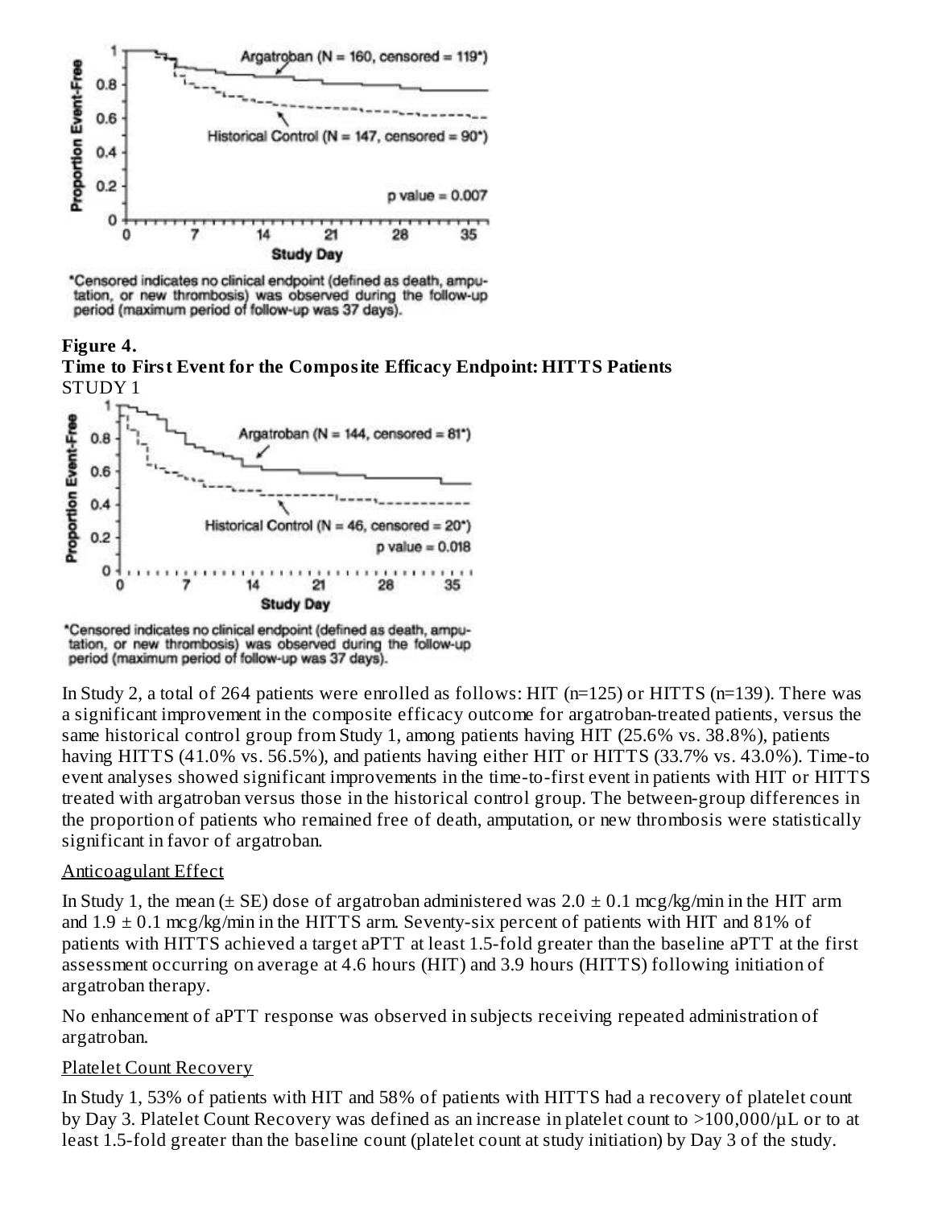*Censored indicates no clinical endpoint (defined as death, amputation, or new thrombosis) was observed during the follow-up period (maximum period of follow-up was 37 days).

**Figure 4.**
**Time to First Event for the Composite Efficacy Endpoint: HITTS Patients**
STUDY 1

*Censored indicates no clinical endpoint (defined as death, amputation, or new thrombosis) was observed during the follow-up period (maximum period of follow-up was 37 days).

In Study 2, a total of 264 patients were enrolled as follows: HIT (n=125) or HITTS (n=139). There was a significant improvement in the composite efficacy outcome for argatroban-treated patients, versus the same historical control group from Study 1, among patients having HIT (25.6% vs. 38.8%), patients having HITTS (41.0% vs. 56.5%), and patients having either HIT or HITTS (33.7% vs. 43.0%). Time-to event analyses showed significant improvements in the time-to-first event in patients with HIT or HITTS treated with argatroban versus those in the historical control group. The between-group differences in the proportion of patients who remained free of death, amputation, or new thrombosis were statistically significant in favor of argatroban.

Anticoagulant Effect

In Study 1, the mean (± SE) dose of argatroban administered was 2.0 ± 0.1 mcg/kg/min in the HIT arm and 1.9 ± 0.1 mcg/kg/min in the HITTS arm. Seventy-six percent of patients with HIT and 81% of patients with HITTS achieved a target aPTT at least 1.5-fold greater than the baseline aPTT at the first assessment occurring on average at 4.6 hours (HIT) and 3.9 hours (HITTS) following initiation of argatroban therapy.

No enhancement of aPTT response was observed in subjects receiving repeated administration of argatroban.

Platelet Count Recovery

In Study 1, 53% of patients with HIT and 58% of patients with HITTS had a recovery of platelet count by Day 3. Platelet Count Recovery was defined as an increase in platelet count to >100,000/µL or to at least 1.5-fold greater than the baseline count (platelet count at study initiation) by Day 3 of the study.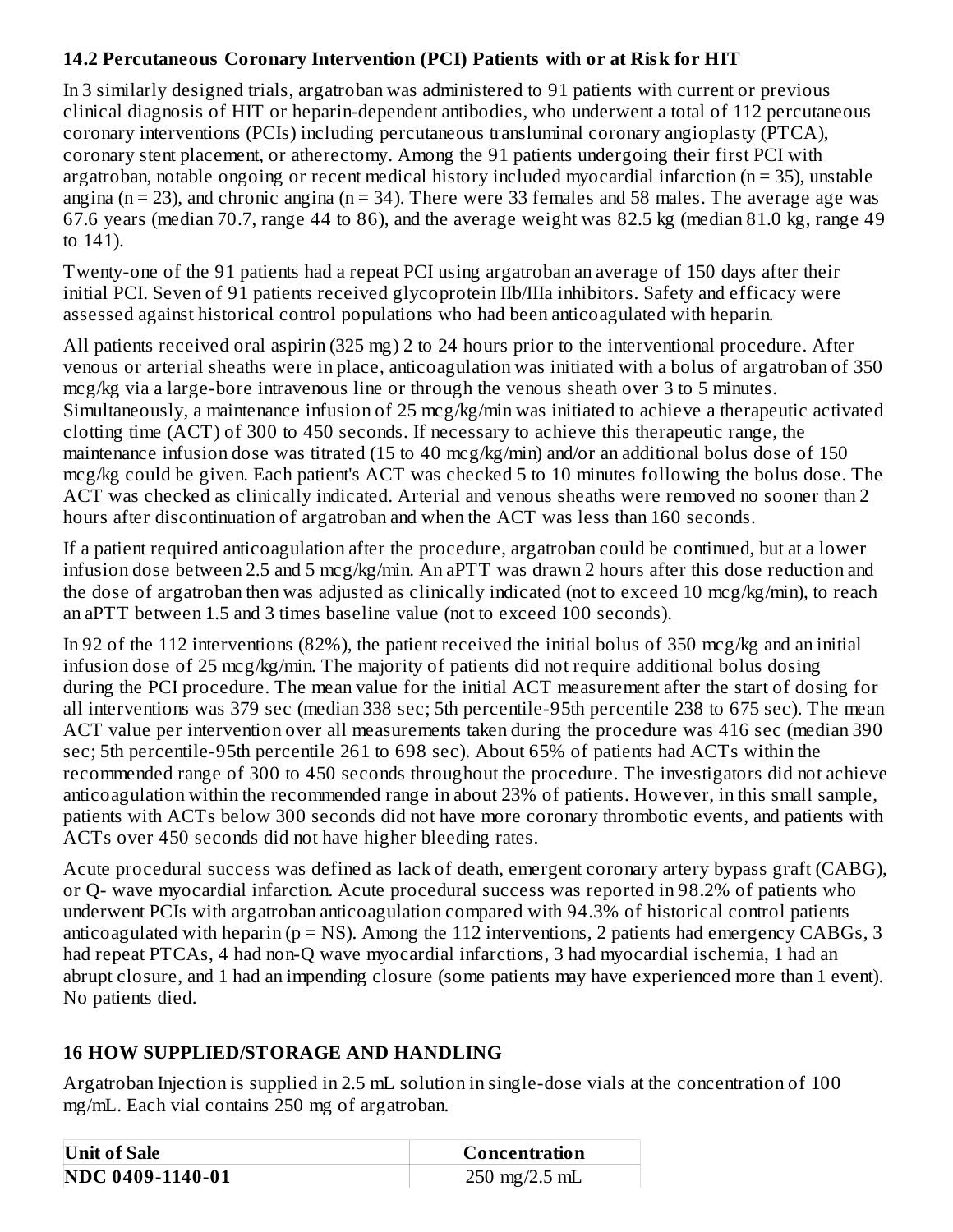### 14.2 Percutaneous Coronary Intervention (PCI) Patients with or at Risk for HIT

In 3 similarly designed trials, argatroban was administered to 91 patients with current or previous clinical diagnosis of HIT or heparin-dependent antibodies, who underwent a total of 112 percutaneous coronary interventions (PCIs) including percutaneous transluminal coronary angioplasty (PTCA), coronary stent placement, or atherectomy. Among the 91 patients undergoing their first PCI with argatroban, notable ongoing or recent medical history included myocardial infarction (n = 35), unstable angina (n = 23), and chronic angina (n = 34). There were 33 females and 58 males. The average age was 67.6 years (median 70.7, range 44 to 86), and the average weight was 82.5 kg (median 81.0 kg, range 49 to 141).

Twenty-one of the 91 patients had a repeat PCI using argatroban an average of 150 days after their initial PCI. Seven of 91 patients received glycoprotein IIb/IIIa inhibitors. Safety and efficacy were assessed against historical control populations who had been anticoagulated with heparin.

All patients received oral aspirin (325 mg) 2 to 24 hours prior to the interventional procedure. After venous or arterial sheaths were in place, anticoagulation was initiated with a bolus of argatroban of 350 mcg/kg via a large-bore intravenous line or through the venous sheath over 3 to 5 minutes. Simultaneously, a maintenance infusion of 25 mcg/kg/min was initiated to achieve a therapeutic activated clotting time (ACT) of 300 to 450 seconds. If necessary to achieve this therapeutic range, the maintenance infusion dose was titrated (15 to 40 mcg/kg/min) and/or an additional bolus dose of 150 mcg/kg could be given. Each patient's ACT was checked 5 to 10 minutes following the bolus dose. The ACT was checked as clinically indicated. Arterial and venous sheaths were removed no sooner than 2 hours after discontinuation of argatroban and when the ACT was less than 160 seconds.

If a patient required anticoagulation after the procedure, argatroban could be continued, but at a lower infusion dose between 2.5 and 5 mcg/kg/min. An aPTT was drawn 2 hours after this dose reduction and the dose of argatroban then was adjusted as clinically indicated (not to exceed 10 mcg/kg/min), to reach an aPTT between 1.5 and 3 times baseline value (not to exceed 100 seconds).

In 92 of the 112 interventions (82%), the patient received the initial bolus of 350 mcg/kg and an initial infusion dose of 25 mcg/kg/min. The majority of patients did not require additional bolus dosing during the PCI procedure. The mean value for the initial ACT measurement after the start of dosing for all interventions was 379 sec (median 338 sec; 5th percentile-95th percentile 238 to 675 sec). The mean ACT value per intervention over all measurements taken during the procedure was 416 sec (median 390 sec; 5th percentile-95th percentile 261 to 698 sec). About 65% of patients had ACTs within the recommended range of 300 to 450 seconds throughout the procedure. The investigators did not achieve anticoagulation within the recommended range in about 23% of patients. However, in this small sample, patients with ACTs below 300 seconds did not have more coronary thrombotic events, and patients with ACTs over 450 seconds did not have higher bleeding rates.

Acute procedural success was defined as lack of death, emergent coronary artery bypass graft (CABG), or Q- wave myocardial infarction. Acute procedural success was reported in 98.2% of patients who underwent PCIs with argatroban anticoagulation compared with 94.3% of historical control patients anticoagulated with heparin (p = NS). Among the 112 interventions, 2 patients had emergency CABGs, 3 had repeat PTCAs, 4 had non-Q wave myocardial infarctions, 3 had myocardial ischemia, 1 had an abrupt closure, and 1 had an impending closure (some patients may have experienced more than 1 event). No patients died.

## 16 HOW SUPPLIED/STORAGE AND HANDLING

Argatroban Injection is supplied in 2.5 mL solution in single-dose vials at the concentration of 100 mg/mL. Each vial contains 250 mg of argatroban.

| Unit of Sale | Concentration |
|---|---|
| NDC 0409-1140-01 | 250 mg/2.5 mL |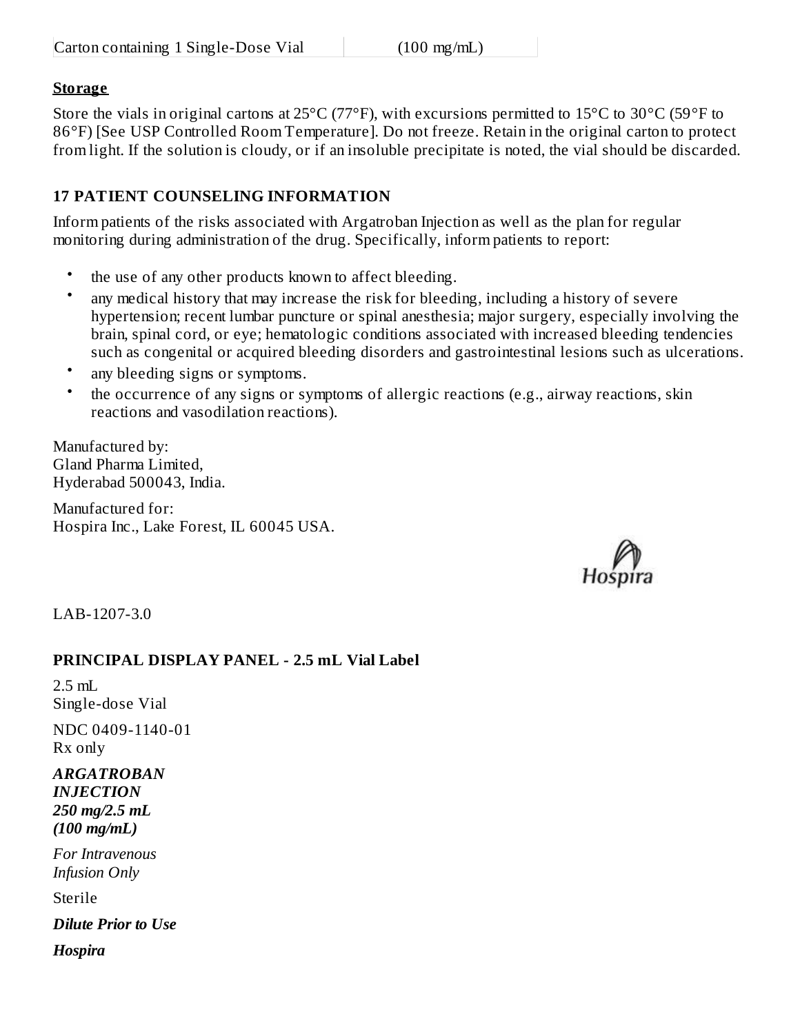| Carton containing 1 Single-Dose Vial | (100 mg/mL) |
|---|---|

**Storage**

Store the vials in original cartons at 25°C (77°F), with excursions permitted to 15°C to 30°C (59°F to 86°F) [See USP Controlled Room Temperature]. Do not freeze. Retain in the original carton to protect from light. If the solution is cloudy, or if an insoluble precipitate is noted, the vial should be discarded.

## 17 PATIENT COUNSELING INFORMATION

Inform patients of the risks associated with Argatroban Injection as well as the plan for regular monitoring during administration of the drug. Specifically, inform patients to report:

- the use of any other products known to affect bleeding.
- any medical history that may increase the risk for bleeding, including a history of severe hypertension; recent lumbar puncture or spinal anesthesia; major surgery, especially involving the brain, spinal cord, or eye; hematologic conditions associated with increased bleeding tendencies such as congenital or acquired bleeding disorders and gastrointestinal lesions such as ulcerations.
- any bleeding signs or symptoms.
- the occurrence of any signs or symptoms of allergic reactions (e.g., airway reactions, skin reactions and vasodilation reactions).

Manufactured by:
Gland Pharma Limited,
Hyderabad 500043, India.

Manufactured for:
Hospira Inc., Lake Forest, IL 60045 USA.

Hospira

LAB-1207-3.0

## PRINCIPAL DISPLAY PANEL - 2.5 mL Vial Label

2.5 mL
Single-dose Vial

NDC 0409-1140-01
Rx only

***ARGATROBAN INJECTION 250 mg/2.5 mL (100 mg/mL)***

*For Intravenous Infusion Only*

Sterile

***Dilute Prior to Use***

***Hospira***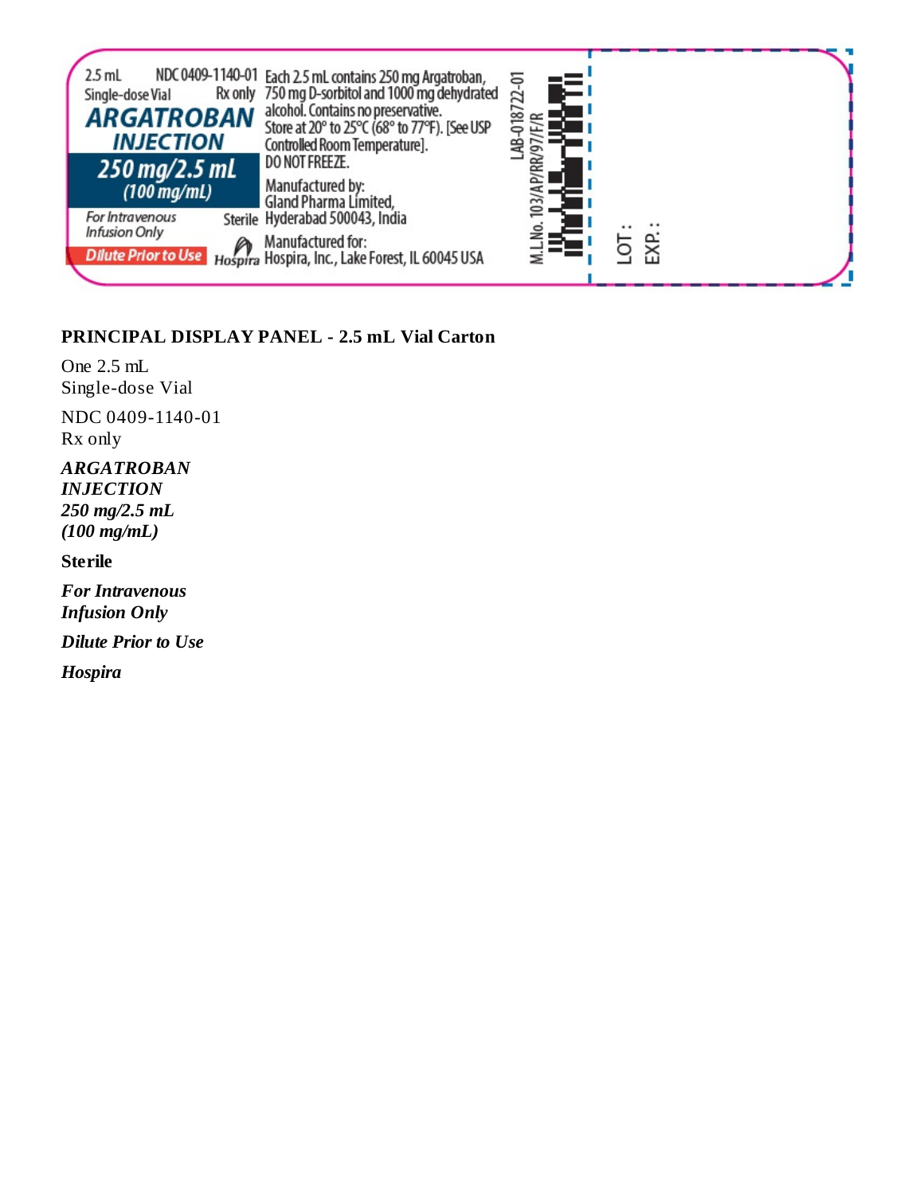2.5 mL NDC 0409-1140-01
Single-dose Vial Rx only

**ARGATROBAN INJECTION**

**250 mg/2.5 mL**
**(100 mg/mL)**

*For Intravenous Infusion Only*

Sterile

**Dilute Prior to Use**

Hospira

Each 2.5 mL contains 250 mg Argatroban, 750 mg D-sorbitol and 1000 mg dehydrated alcohol. Contains no preservative.
Store at 20° to 25°C (68° to 77°F). [See USP Controlled Room Temperature].
DO NOT FREEZE.

Manufactured by:
Gland Pharma Limited,
Hyderabad 500043, India

Manufactured for:
Hospira, Inc., Lake Forest, IL 60045 USA

LAB-018722-01

M.L.No. 103/AP/RR/97/F/R

LOT :
EXP. :

**PRINCIPAL DISPLAY PANEL - 2.5 mL Vial Carton**

One 2.5 mL
Single-dose Vial

NDC 0409-1140-01
Rx only

***ARGATROBAN INJECTION***
***250 mg/2.5 mL***
***(100 mg/mL)***

**Sterile**

***For Intravenous Infusion Only***

***Dilute Prior to Use***

***Hospira***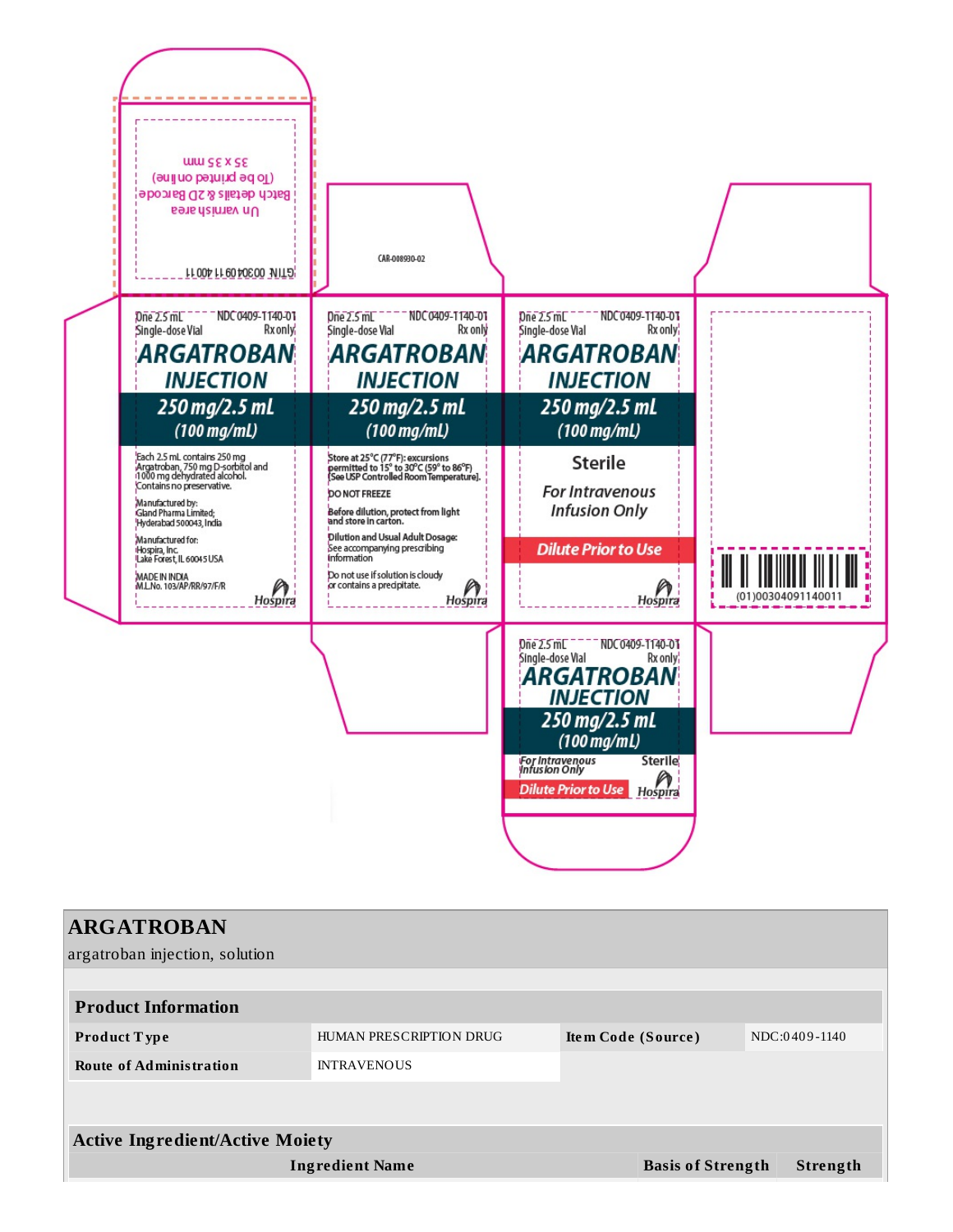Un varnish area
Batch details & 2D Barcode
(To be printed on line)
35 x 35 mm

GTIN: 00304091140011

CAR-008930-02

One 2.5 mL Single-dose Vial NDC 0409-1140-01 Rx only

**ARGATROBAN INJECTION**

**250 mg/2.5 mL (100 mg/mL)**

Each 2.5 mL contains 250 mg Argatroban, 750 mg D-sorbitol and 1000 mg dehydrated alcohol. Contains no preservative.

Manufactured by: Gland Pharma Limited, Hyderabad 500043, India

Manufactured for: Hospira, Inc. Lake Forest, IL 60045 USA

MADE IN INDIA
M.L.No. 103/AP/RR/97/F/R

Hospira

One 2.5 mL Single-dose Vial NDC 0409-1140-01 Rx only

**ARGATROBAN INJECTION**

**250 mg/2.5 mL (100 mg/mL)**

Store at 25°C (77°F); excursions permitted to 15° to 30°C (59° to 86°F) [See USP Controlled Room Temperature].

DO NOT FREEZE

Before dilution, protect from light and store in carton.

Dilution and Usual Adult Dosage: See accompanying prescribing information

Do not use if solution is cloudy or contains a precipitate.

Hospira

One 2.5 mL Single-dose Vial NDC 0409-1140-01 Rx only

**ARGATROBAN INJECTION**

**250 mg/2.5 mL (100 mg/mL)**

Sterile

For Intravenous Infusion Only

Dilute Prior to Use

Hospira

(01)00304091140011

One 2.5 mL Single-dose Vial NDC 0409-1140-01 Rx only

**ARGATROBAN INJECTION**

**250 mg/2.5 mL (100 mg/mL)**

For Intravenous Infusion Only Sterile

Dilute Prior to Use

Hospira

## ARGATROBAN

argatroban injection, solution

| Product Information | | | |
|---|---|---|---|
| **Product Type** | HUMAN PRESCRIPTION DRUG | **Item Code (Source)** | NDC:0409-1140 |
| **Route of Administration** | INTRAVENOUS | | |

| Active Ingredient/Active Moiety | | |
|---|---|---|
| **Ingredient Name** | **Basis of Strength** | **Strength** |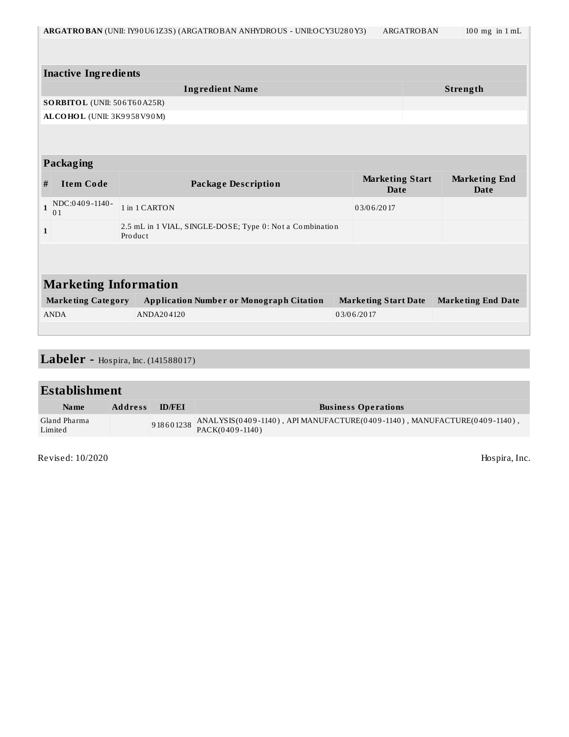| | | |
|---|---|---|
| **ARGATROBAN** (UNII: IY90U61Z3S) (ARGATROBAN ANHYDROUS - UNII:OCY3U280Y3) | ARGATROBAN | 100 mg in 1 mL |

### Inactive Ingredients

| Ingredient Name | Strength |
|---|---|
| **SORBITOL** (UNII: 506T60A25R) | |
| **ALCOHOL** (UNII: 3K9958V90M) | |

### Packaging

| # | Item Code | Package Description | Marketing Start Date | Marketing End Date |
|---|---|---|---|---|
| 1 | NDC:0409-1140-01 | 1 in 1 CARTON | 03/06/2017 | |
| 1 | | 2.5 mL in 1 VIAL, SINGLE-DOSE; Type 0: Not a Combination Product | | |

## Marketing Information

| Marketing Category | Application Number or Monograph Citation | Marketing Start Date | Marketing End Date |
|---|---|---|---|
| ANDA | ANDA204120 | 03/06/2017 | |

## Labeler - Hospira, Inc. (141588017)

## Establishment

| Name | Address | ID/FEI | Business Operations |
|---|---|---|---|
| Gland Pharma Limited | | 918601238 | ANALYSIS(0409-1140), API MANUFACTURE(0409-1140), MANUFACTURE(0409-1140), PACK(0409-1140) |

Revised: 10/2020

Hospira, Inc.